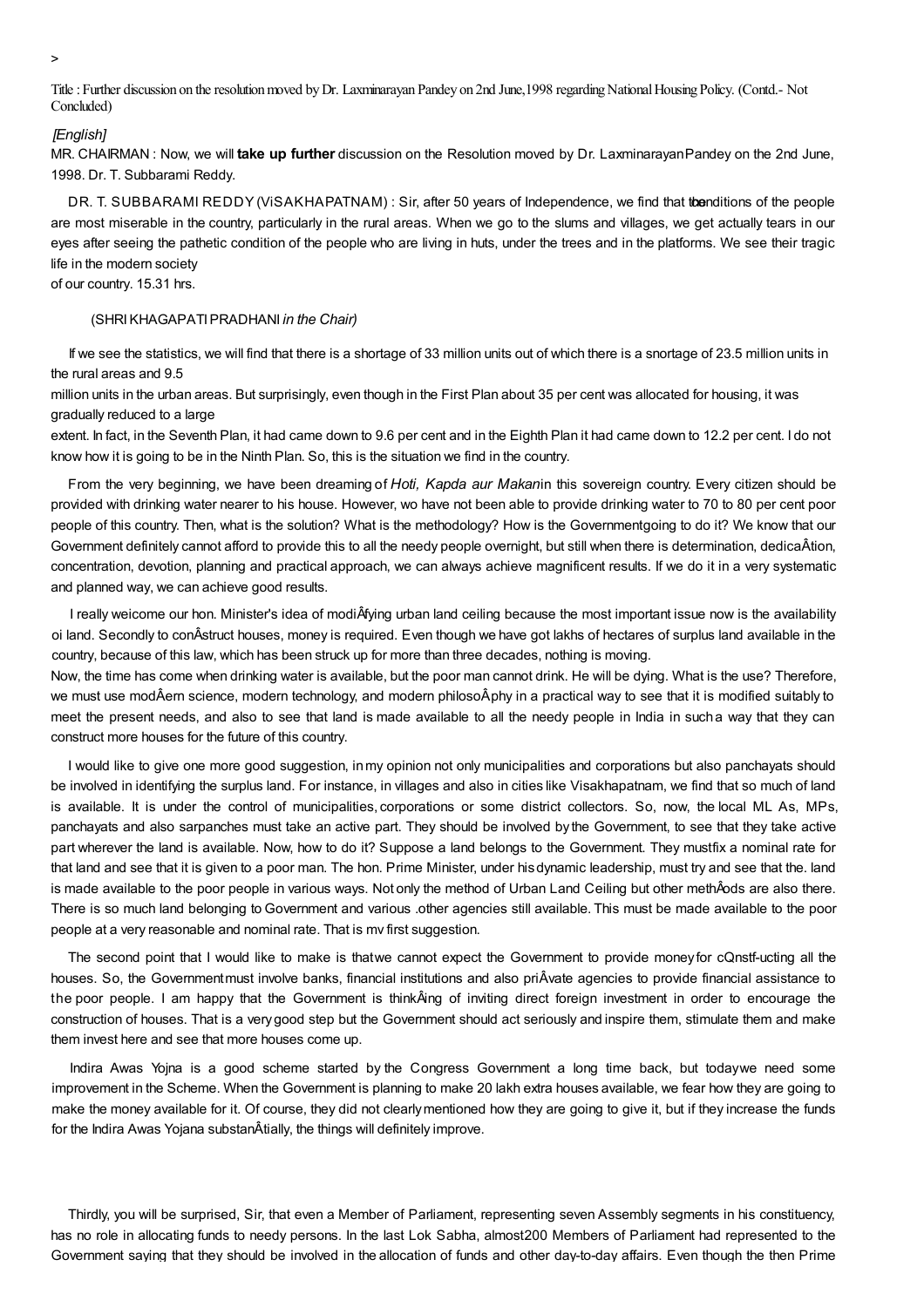>

Title : Further discussion on the resolution moved by Dr. Laxminarayan Pandey on 2nd June,1998 regarding National Housing Policy. (Contd.- Not Concluded)

*[English]*

MR. CHAIRMAN : Now, we will **take up further** discussion on the Resolution moved by Dr. LaxminarayanPandey on the 2nd June, 1998. Dr. T. Subbarami Reddy.

DR. T. SUBBARAMI REDDY (ViSAKHAPATNAM) : Sir, after 50 years of Independence, we find that the conditions of the people are most miserable in the country, particularly in the rural areas. When we go to the slums and villages, we get actually tears in our eyes after seeing the pathetic condition of the people who are living in huts, under the trees and in the platforms. We see their tragic life in the modern society of our country. 15.31 hrs.

(SHRI KHAGAPATI PRADHANI *in the Chair)*

If we see the statistics, we will find that there is a shortage of 33 million units out of which there is a snortage of 23.5 million units in the rural areas and 9.5 million units in the urban areas. But surprisingly, even though in the First Plan about 35 per cent was allocated for housing, it was gradually reduced to a large extent. In fact, in the Seventh Plan, it had came down to 9.6 per cent and in the Eighth Plan it had came down to 12.2 per cent. I do not know how it is going to be in the Ninth Plan. So, this is the situation we find in the country.

From the very beginning, we have been dreaming of *Hoti, Kapda aur Makan* in this sovereign country. Every citizen should be provided with drinking water nearer to his house. However, wo have not been able to provide drinking water to 70 to 80 per cent poor people of this country. Then, what is the solution? What is the methodology? How is the Governmentgoing to do it? We know that our Government definitely cannot afford to provide this to all the needy people overnight, but still when there is determination, dedicaÂtion, concentration, devotion, planning and practical approach, we can always achieve magnificent results. If we do it in a very systematic and planned way, we can achieve good results.

I really weicome our hon. Minister's idea of modiÂfying urban land ceiling because the most important issue now is the availability oi land. Secondly to conÂstruct houses, money is required. Even though we have got lakhs of hectares of surplus land available in the country, because of this law, which has been struck up for more than three decades, nothing is moving.

Now, the time has come when drinking water is available, but the poor man cannot drink. He will be dying. What is the use? Therefore, we must use modÂern science, modern technology, and modern philosoÂphy in a practical way to see that it is modified suitably to meet the present needs, and also to see that land is made available to all the needy people in India in such a way that they can construct more houses for the future of this country.

I would like to give one more good suggestion, in my opinion not only municipalities and corporations but also panchayats should be involved in identifying the surplus land. For instance, in villages and also in cities like Visakhapatnam, we find that so much of land is available. It is under the control of municipalities, corporations or some district collectors. So, now, the local ML As, MPs, panchayats and also sarpanches must take an active part. They should be involved by the Government, to see that they take active part wherever the land is available. Now, how to do it? Suppose a land belongs to the Government. They mustfix a nominal rate for that land and see that it is given to a poor man. The hon. Prime Minister, under his dynamic leadership, must try and see that the. land is made available to the poor people in various ways. Not only the method of Urban Land Ceiling but other methÂods are also there. There is so much land belonging to Government and various .other agencies still available. This must be made available to the poor people at a very reasonable and nominal rate. That is mv first suggestion.

The second point that I would like to make is thatwe cannot expect the Government to provide money for cQnstf-ucting all the houses. So, the Governmentmust involve banks, financial institutions and also priÂvate agencies to provide financial assistance to the poor people. I am happy that the Government is thinkÂing of inviting direct foreign investment in order to encourage the construction of houses. That is a very good step but the Government should act seriously and inspire them, stimulate them and make them invest here and see that more houses come up.

Indira Awas Yojna is a good scheme started by the Congress Government a long time back, but todaywe need some improvement in the Scheme. When the Government is planning to make 20 lakh extra houses available, we fear how they are going to make the money available for it. Of course, they did not clearly mentioned how they are going to give it, but if they increase the funds for the Indira Awas Yojana substanÂtially, the things will definitely improve.

Thirdly, you will be surprised, Sir, that even a Member of Parliament, representing seven Assembly segments in his constituency, has no role in allocating funds to needy persons. In the last Lok Sabha, almost200 Members of Parliament had represented to the Government saying that they should be involved in the allocation of funds and other day-to-day affairs. Even though the then Prime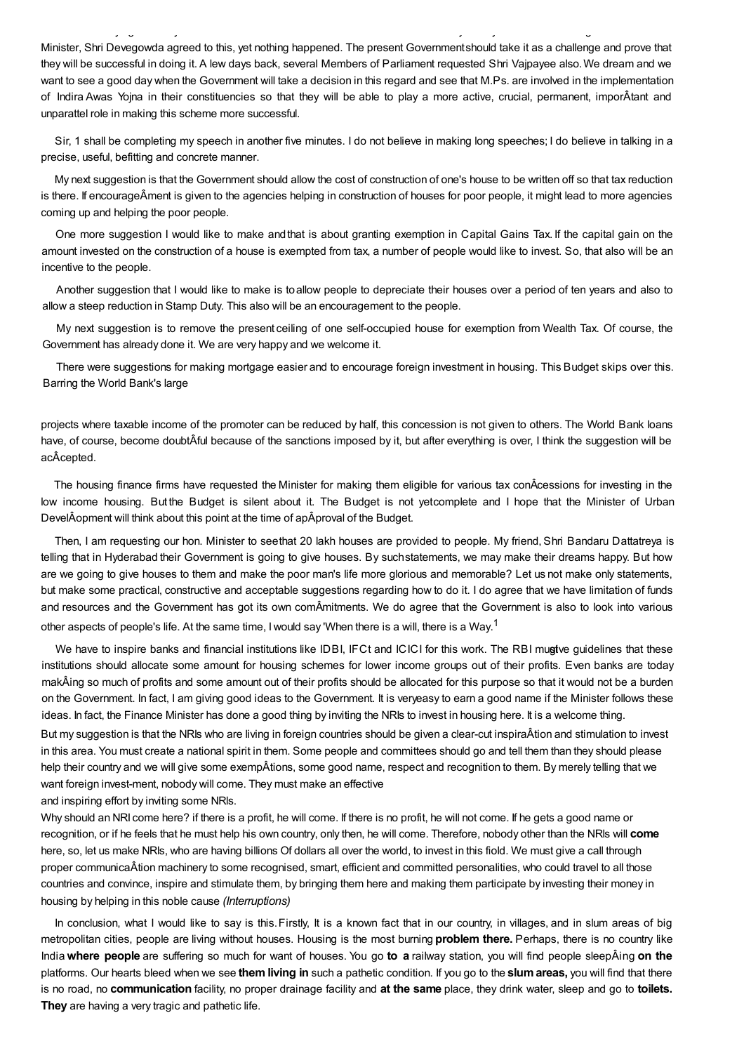Minister, Shri Devegowda agreed to this, yet nothing happened. The present Government should take it as a challenge and prove that they will be successful in doing it. A few days back, several Members of Parliament requested Shri Vajpayee also. We dream and we want to see a good day when the Government will take a decision in this regard and see that M.Ps. are involved in the implementation of Indira Awas Yojna in their constituencies so that they will be able to play a more active, crucial, permanent, imporÂtant and unparattel role in making this scheme more successful.

Sir, 1 shall be completing my speech in another five minutes. I do not believe in making long speeches; I do believe in talking in a precise, useful, befitting and concrete manner.

My next suggestion is that the Government should allow the cost of construction of one's house to be written off so that tax reduction is there. If encourageÂment is given to the agencies helping in construction of houses for poor people, it might lead to more agencies coming up and helping the poor people.

One more suggestion I would like to make and that is about granting exemption in Capital Gains Tax. If the capital gain on the amount invested on the construction of a house is exempted from tax, a number of people would like to invest. So, that also will be an incentive to the people.

Another suggestion that I would like to make is to allow people to depreciate their houses over a period of ten years and also to allow a steep reduction in Stamp Duty. This also will be an encouragement to the people.

My next suggestion is to remove the present ceiling of one self-occupied house for exemption from Wealth Tax. Of course, the Government has already done it. We are very happy and we welcome it.

There were suggestions for making mortgage easier and to encourage foreign investment in housing. This Budget skips over this. Barring the World Bank's large projects where taxable income of the promoter can be reduced by half, this concession is not given to others. The World Bank loans have, of course, become doubtÂful because of the sanctions imposed by it, but after everything is over, I think the suggestion will be acÂcepted.

The housing finance firms have requested the Minister for making them eligible for various tax conÂcessions for investing in the low income housing. But the Budget is silent about it. The Budget is not yet complete and I hope that the Minister of Urban DevelÂopment will think about this point at the time of apÂproval of the Budget.

Then, I am requesting our hon. Minister to see that 20 lakh houses are provided to people. My friend, Shri Bandaru Dattatreya is telling that in Hyderabad their Government is going to give houses. By such statements, we may make their dreams happy. But how are we going to give houses to them and make the poor man's life more glorious and memorable? Let us not make only statements, but make some practical, constructive and acceptable suggestions regarding how to do it. I do agree that we have limitation of funds and resources and the Government has got its own comÂmitments. We do agree that the Government is also to look into various other aspects of people's life. At the same time, I would say 'When there is a will, there is a Way.[1]

We have to inspire banks and financial institutions like IDBI, IFCt and ICICI for this work. The RBI must give guidelines that these institutions should allocate some amount for housing schemes for lower income groups out of their profits. Even banks are today makÂing so much of profits and some amount out of their profits should be allocated for this purpose so that it would not be a burden on the Government. In fact, I am giving good ideas to the Government. It is very easy to earn a good name if the Minister follows these ideas. In fact, the Finance Minister has done a good thing by inviting the NRIs to invest in housing here. It is a welcome thing.

But my suggestion is that the NRIs who are living in foreign countries should be given a clear-cut inspiraÂtion and stimulation to invest in this area. You must create a national spirit in them. Some people and committees should go and tell them than they should please help their country and we will give some exempÂtions, some good name, respect and recognition to them. By merely telling that we want foreign invest-ment, nobody will come. They must make an effective and inspiring effort by inviting some NRIs.

Why should an NRI come here? if there is a profit, he will come. If there is no profit, he will not come. If he gets a good name or recognition, or if he feels that he must help his own country, only then, he will come. Therefore, nobody other than the NRIs will **come** here, so, let us make NRIs, who are having billions Of dollars all over the world, to invest in this field. We must give a call through proper communicaÂtion machinery to some recognised, smart, efficient and committed personalities, who could travel to all those countries and convince, inspire and stimulate them, by bringing them here and making them participate by investing their money in housing by helping in this noble cause *(Interruptions)*

In conclusion, what I would like to say is this. Firstly, It is a known fact that in our country, in villages, and in slum areas of big metropolitan cities, people are living without houses. Housing is the most burning **problem there.** Perhaps, there is no country like India **where people** are suffering so much for want of houses. You go **to a** railway station, you will find people sleepÂing **on the** platforms. Our hearts bleed when we see **them living in** such a pathetic condition. If you go to the **slum areas,** you will find that there is no road, no **communication** facility, no proper drainage facility and **at the same** place, they drink water, sleep and go to **toilets. They** are having a very tragic and pathetic life.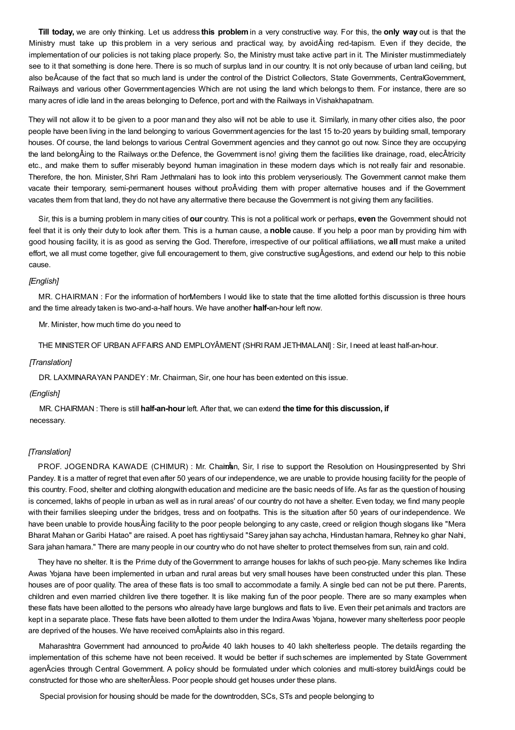**Till today,** we are only thinking. Let us address **this problem** in a very constructive way. For this, the **only way** out is that the Ministry must take up this problem in a very serious and practical way, by avoidÂing red-tapism. Even if they decide, the implementation of our policies is not taking place properly. So, the Ministry must take active part in it. The Minister mustimmediately see to it that something is done here. There is so much of surplus land in our country. It is not only because of urban land ceiling, but also beÂcause of the fact that so much land is under the control of the District Collectors, State Governments, CentralGovernment, Railways and various other Governmentagencies Which are not using the land which belongs to them. For instance, there are so many acres of idle land in the areas belonging to Defence, port and with the Railways in Vishakhapatnam.

They will not allow it to be given to a poor manand they also will not be able to use it. Similarly, in many other cities also, the poor people have been living in the land belonging to various Government agencies for the last 15 to-20 years by building small, temporary houses. Of course, the land belongs to various Central Government agencies and they cannot go out now. Since they are occupying the land belongÂing to the Railways or.the Defence, the Government isno! giving them the facilities like drainage, road, elecÂtricity etc., and make them to suffer miserably beyond human imagination in these modern days which is not really fair and resonabie. Therefore, the hon. Minister, Shri Ram Jethrnalani has to look into this problem veryseriously. The Government cannot make them vacate their temporary, semi-permanent houses without proÂviding them with proper alternative houses and if the Government vacates them from that land, they do not have any alterrnative there because the Government is not giving them any facilities.

Sir, this is a burning problem in many cities of **our** country. This is not a political work or perhaps, **even** the Government should not feel that it is only their duty to look after them. This is a human cause, a **noble** cause. If you help a poor man by providing him with good housing facility, it is as good as serving the God. Therefore, irrespective of our political affiliations, we **all** must make a united effort, we all must come together, give full encouragement to them, give constructive sugÂgestions, and extend our help to this nobie cause.

*[English]*

MR. CHAIRMAN : For the information of hon.Members I would like to state that the time allotted forthis discussion is three hours and the time already taken is two-and-a-half hours. We have another **half-**an-hour left now.

Mr. Minister, how much time do you need to

THE MINISTER OF URBAN AFFAIRS AND EMPLOYÂMENT (SHRI RAM JETHMALANI] : Sir, I need at least half-an-hour.

*[Translation]*

DR. LAXMINARAYAN PANDEY : Mr. Chairman, Sir, one hour has been extented on this issue.

*(English]*

MR. CHAIRMAN : There is still **half-an-hour** left. After that, we can extend **the time for this discussion, if** necessary.

*[Translation]*

PROF. JOGENDRA KAWADE (CHIMUR) : Mr. Chairman, Sir, I rise to support the Resolution on Housingpresented by Shri Pandey. It is a matter of regret that even after 50 years of our independence, we are unable to provide housing facility for the people of this country. Food, shelter and clothing alongwith education and medicine are the basic needs of life. As far as the question of housing is concerned, lakhs of people in urban as well as in rural areas' of our country do not have a shelter. Even today, we find many people with their families sleeping under the bridges, tress and on footpaths. This is the situation after 50 years of our independence. We have been unable to provide housÂing facility to the poor people belonging to any caste, creed or religion though slogans like "Mera Bharat Mahan or Garibi Hatao" are raised. A poet has rightiysaid "Sarey jahan say achcha, Hindustan hamara, Rehney ko ghar Nahi, Sara jahan hamara." There are many people in our country who do not have shelter to protect themselves from sun, rain and cold.

They have no shelter. It is the Prime duty of the Government to arrange houses for lakhs of such peo-pje. Many schemes like Indira Awas Yojana have been implemented in urban and rural areas but very small houses have been constructed under this plan. These houses are of poor quality. The area of these flats is too small to accommodate a family. A single bed can not be put there. Parents, children and even married children live there together. It is like making fun of the poor people. There are so many examples when these flats have been allotted to the persons who already have large bunglows and flats to live. Even their pet animals and tractors are kept in a separate place. These flats have been allotted to them under the Indira Awas Yojana, however many shelterless poor people are deprived of the houses. We have received comÂplaints also in this regard.

Maharashtra Government had announced to proÂvide 40 lakh houses to 40 lakh shelterless people. The details regarding the implementation of this scheme have not been received. It would be better if such schemes are implemented by State Government agenÂcies through Central Government. A policy should be formulated under which colonies and multi-storey buildÂings could be constructed for those who are shelterÂless. Poor people should get houses under these plans.

Special provision for housing should be made for the downtrodden, SCs, STs and people belonging to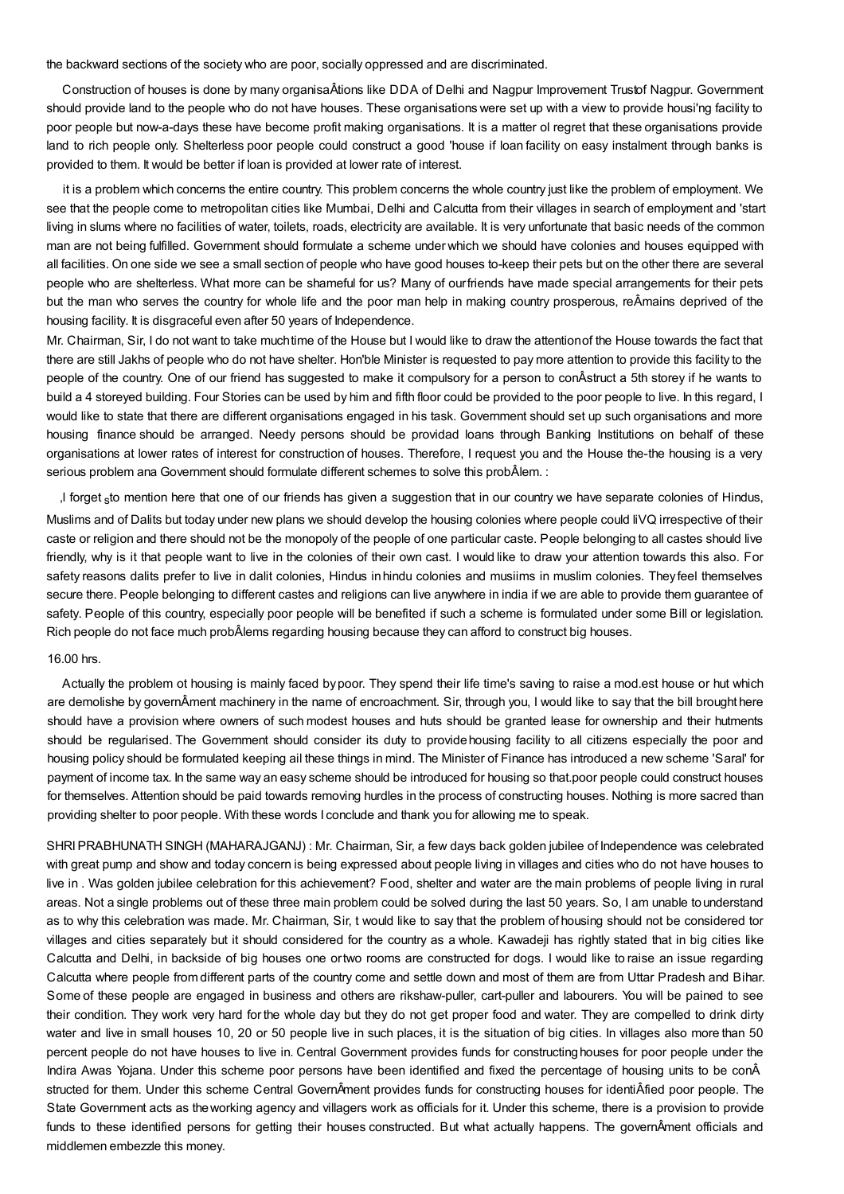the backward sections of the society who are poor, socially oppressed and are discriminated.

Construction of houses is done by many organisaÂtions like DDA of Delhi and Nagpur Improvement Trustof Nagpur. Government should provide land to the people who do not have houses. These organisations were set up with a view to provide housi'ng facility to poor people but now-a-days these have become profit making organisations. It is a matter ol regret that these organisations provide land to rich people only. Shelterless poor people could construct a good 'house if loan facility on easy instalment through banks is provided to them. It would be better if loan is provided at lower rate of interest.

it is a problem which concerns the entire country. This problem concerns the whole country just like the problem of employment. We see that the people come to metropolitan cities like Mumbai, Delhi and Calcutta from their villages in search of employment and 'start living in slums where no facilities of water, toilets, roads, electricity are available. It is very unfortunate that basic needs of the common man are not being fulfilled. Government should formulate a scheme under which we should have colonies and houses equipped with all facilities. On one side we see a small section of people who have good houses to-keep their pets but on the other there are several people who are shelterless. What more can be shameful for us? Many of ourfriends have made special arrangements for their pets but the man who serves the country for whole life and the poor man help in making country prosperous, reÂmains deprived of the housing facility. It is disgraceful even after 50 years of Independence.

Mr. Chairman, Sir, I do not want to take muchtime of the House but I would like to draw the attentionof the House towards the fact that there are still Jakhs of people who do not have shelter. Hon'ble Minister is requested to pay more attention to provide this facility to the people of the country. One of our friend has suggested to make it compulsory for a person to conÂstruct a 5th storey if he wants to build a 4 storeyed building. Four Stories can be used by him and fifth floor could be provided to the poor people to live. In this regard, I would like to state that there are different organisations engaged in his task. Government should set up such organisations and more housing finance should be arranged. Needy persons should be providad loans through Banking Institutions on behalf of these organisations at lower rates of interest for construction of houses. Therefore, I request you and the House the-the housing is a very serious problem ana Government should formulate different schemes to solve this probÂlem. :

,I forget sto mention here that one of our friends has given a suggestion that in our country we have separate colonies of Hindus, Muslims and of Dalits but today under new plans we should develop the housing colonies where people could liVQ irrespective of their caste or religion and there should not be the monopoly of the people of one particular caste. People belonging to all castes should live friendly, why is it that people want to live in the colonies of their own cast. I would like to draw your attention towards this also. For safety reasons dalits prefer to live in dalit colonies, Hindus inhindu colonies and musiims in muslim colonies. Theyfeel themselves secure there. People belonging to different castes and religions can live anywhere in india if we are able to provide them guarantee of safety. People of this country, especially poor people will be benefited if such a scheme is formulated under some Bill or legislation. Rich people do not face much probÂlems regarding housing because they can afford to construct big houses.

16.00 hrs.

Actually the problem ot housing is mainly faced bypoor. They spend their life time's saving to raise a mod.est house or hut which are demolishe by governÂment machinery in the name of encroachment. Sir, through you, I would like to say that the bill brought here should have a provision where owners of such modest houses and huts should be granted lease for ownership and their hutments should be regularised. The Government should consider its duty to providehousing facility to all citizens especially the poor and housing policy should be formulated keeping ail these things in mind. The Minister of Finance has introduced a new scheme 'Saral' for payment of income tax. In the same way an easy scheme should be introduced for housing so that.poor people could construct houses for themselves. Attention should be paid towards removing hurdles in the process of constructing houses. Nothing is more sacred than providing shelter to poor people. With these words I conclude and thank you for allowing me to speak.

SHRI PRABHUNATH SINGH (MAHARAJGANJ) : Mr. Chairman, Sir, a few days back golden jubilee of Independence was celebrated with great pump and show and today concern is being expressed about people living in villages and cities who do not have houses to live in . Was golden jubilee celebration for this achievement? Food, shelter and water are the main problems of people living in rural areas. Not a single problems out of these three main problem could be solved during the last 50 years. So, I am unable tounderstand as to why this celebration was made. Mr. Chairman, Sir, t would like to say that the problem of housing should not be considered tor villages and cities separately but it should considered for the country as a whole. Kawadeji has rightly stated that in big cities like Calcutta and Delhi, in backside of big houses one ortwo rooms are constructed for dogs. I would like to raise an issue regarding Calcutta where people from different parts of the country come and settle down and most of them are from Uttar Pradesh and Bihar. Some of these people are engaged in business and others are rikshaw-puller, cart-puller and labourers. You will be pained to see their condition. They work very hard forthe whole day but they do not get proper food and water. They are compelled to drink dirty water and live in small houses 10, 20 or 50 people live in such places, it is the situation of big cities. In villages also more than 50 percent people do not have houses to live in. Central Government provides funds for constructinghouses for poor people under the Indira Awas Yojana. Under this scheme poor persons have been identified and fixed the percentage of housing units to be conÂ structed for them. Under this scheme Central GovernÂment provides funds for constructing houses for identiÂfied poor people. The State Government acts as theworking agency and villagers work as officials for it. Under this scheme, there is a provision to provide funds to these identified persons for getting their houses constructed. But what actually happens. The governÂment officials and middlemen embezzle this money.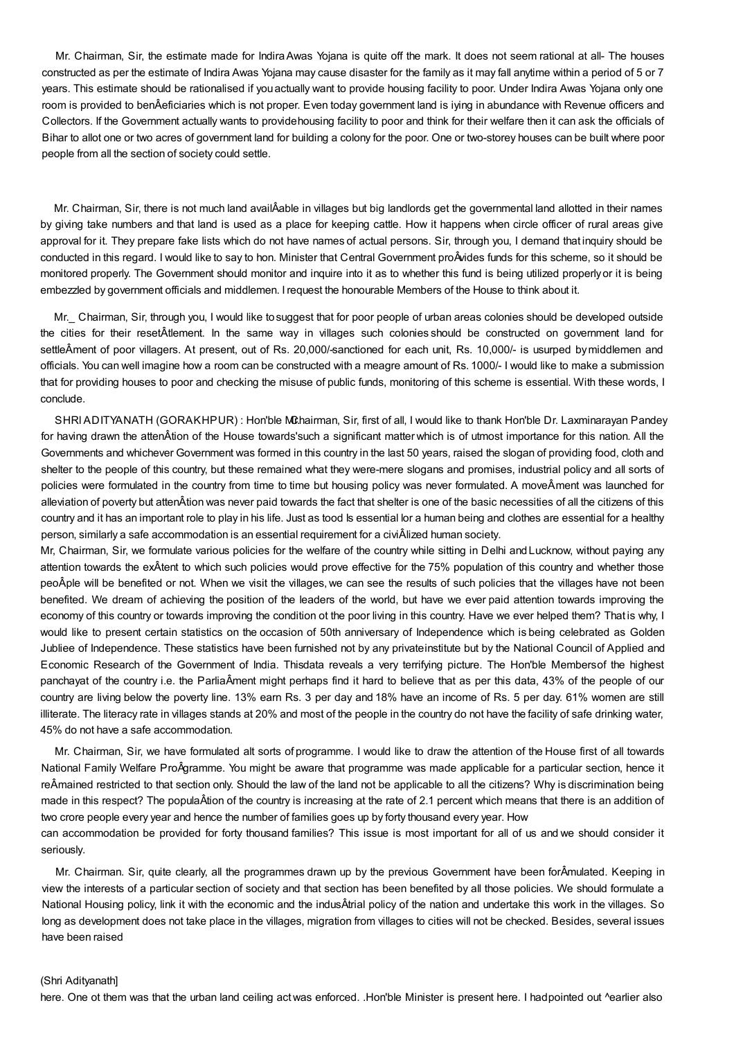Mr. Chairman, Sir, the estimate made for Indira Awas Yojana is quite off the mark. It does not seem rational at all- The houses constructed as per the estimate of Indira Awas Yojana may cause disaster for the family as it may fall anytime within a period of 5 or 7 years. This estimate should be rationalised if you actually want to provide housing facility to poor. Under Indira Awas Yojana only one room is provided to benÂeficiaries which is not proper. Even today government land is iying in abundance with Revenue officers and Collectors. If the Government actually wants to provide housing facility to poor and think for their welfare then it can ask the officials of Bihar to allot one or two acres of government land for building a colony for the poor. One or two-storey houses can be built where poor people from all the section of society could settle.

Mr. Chairman, Sir, there is not much land availÂable in villages but big landlords get the governmental land allotted in their names by giving take numbers and that land is used as a place for keeping cattle. How it happens when circle officer of rural areas give approval for it. They prepare fake lists which do not have names of actual persons. Sir, through you, I demand that inquiry should be conducted in this regard. I would like to say to hon. Minister that Central Government proÂvides funds for this scheme, so it should be monitored properly. The Government should monitor and inquire into it as to whether this fund is being utilized properly or it is being embezzled by government officials and middlemen. I request the honourable Members of the House to think about it.

Mr._ Chairman, Sir, through you, I would like to suggest that for poor people of urban areas colonies should be developed outside the cities for their resetÂtlement. In the same way in villages such colonies should be constructed on government land for settleÂment of poor villagers. At present, out of Rs. 20,000/-sanctioned for each unit, Rs. 10,000/- is usurped by middlemen and officials. You can well imagine how a room can be constructed with a meagre amount of Rs. 1000/- I would like to make a submission that for providing houses to poor and checking the misuse of public funds, monitoring of this scheme is essential. With these words, I conclude.

SHRI ADITYANATH (GORAKHPUR) : Hon'ble Mr. Chairman, Sir, first of all, I would like to thank Hon'ble Dr. Laxminarayan Pandey for having drawn the attenÂtion of the House towards'such a significant matter which is of utmost importance for this nation. All the Governments and whichever Government was formed in this country in the last 50 years, raised the slogan of providing food, cloth and shelter to the people of this country, but these remained what they were-mere slogans and promises, industrial policy and all sorts of policies were formulated in the country from time to time but housing policy was never formulated. A moveÂment was launched for alleviation of poverty but attenÂtion was never paid towards the fact that shelter is one of the basic necessities of all the citizens of this country and it has an important role to play in his life. Just as tood Is essential lor a human being and clothes are essential for a healthy person, similarly a safe accommodation is an essential requirement for a civiÂlized human society.

Mr, Chairman, Sir, we formulate various policies for the welfare of the country while sitting in Delhi and Lucknow, without paying any attention towards the exÂtent to which such policies would prove effective for the 75% population of this country and whether those peoÂple will be benefited or not. When we visit the villages, we can see the results of such policies that the villages have not been benefited. We dream of achieving the position of the leaders of the world, but have we ever paid attention towards improving the economy of this country or towards improving the condition ot the poor living in this country. Have we ever helped them? That is why, I would like to present certain statistics on the occasion of 50th anniversary of Independence which is being celebrated as Golden Jubliee of Independence. These statistics have been furnished not by any private institute but by the National Council of Applied and Economic Research of the Government of India. This data reveals a very terrifying picture. The Hon'ble Members of the highest panchayat of the country i.e. the ParliaÂment might perhaps find it hard to believe that as per this data, 43% of the people of our country are living below the poverty line. 13% earn Rs. 3 per day and 18% have an income of Rs. 5 per day. 61% women are still illiterate. The literacy rate in villages stands at 20% and most of the people in the country do not have the facility of safe drinking water, 45% do not have a safe accommodation.

Mr. Chairman, Sir, we have formulated alt sorts of programme. I would like to draw the attention of the House first of all towards National Family Welfare ProÂgramme. You might be aware that programme was made applicable for a particular section, hence it reÂmained restricted to that section only. Should the law of the land not be applicable to all the citizens? Why is discrimination being made in this respect? The populaÂtion of the country is increasing at the rate of 2.1 percent which means that there is an addition of two crore people every year and hence the number of families goes up by forty thousand every year. How can accommodation be provided for forty thousand families? This issue is most important for all of us and we should consider it seriously.

Mr. Chairman. Sir, quite clearly, all the programmes drawn up by the previous Government have been forÂmulated. Keeping in view the interests of a particular section of society and that section has been benefited by all those policies. We should formulate a National Housing policy, link it with the economic and the indusÂtrial policy of the nation and undertake this work in the villages. So long as development does not take place in the villages, migration from villages to cities will not be checked. Besides, several issues have been raised

(Shri Adityanath]

here. One ot them was that the urban land ceiling act was enforced. .Hon'ble Minister is present here. I had pointed out ^earlier also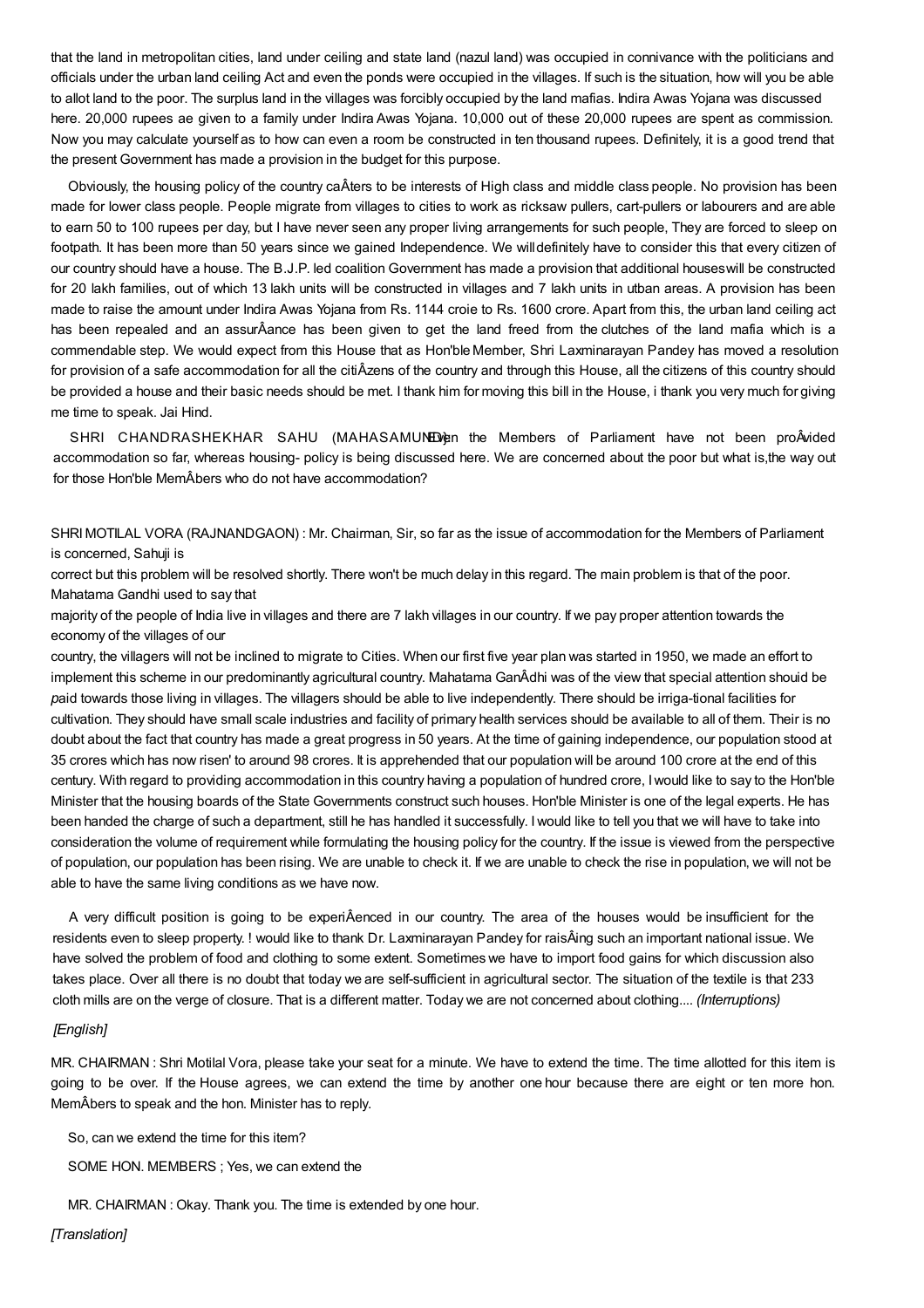that the land in metropolitan cities, land under ceiling and state land (nazul land) was occupied in connivance with the politicians and officials under the urban land ceiling Act and even the ponds were occupied in the villages. If such is the situation, how will you be able to allot land to the poor. The surplus land in the villages was forcibly occupied by the land mafias. Indira Awas Yojana was discussed here. 20,000 rupees ae given to a family under Indira Awas Yojana. 10,000 out of these 20,000 rupees are spent as commission. Now you may calculate yourself as to how can even a room be constructed in ten thousand rupees. Definitely, it is a good trend that the present Government has made a provision in the budget for this purpose.

Obviously, the housing policy of the country caÂters to be interests of High class and middle class people. No provision has been made for lower class people. People migrate from villages to cities to work as ricksaw pullers, cart-pullers or labourers and are able to earn 50 to 100 rupees per day, but I have never seen any proper living arrangements for such people, They are forced to sleep on footpath. It has been more than 50 years since we gained Independence. We will definitely have to consider this that every citizen of our country should have a house. The B.J.P. led coalition Government has made a provision that additional houses will be constructed for 20 lakh families, out of which 13 lakh units will be constructed in villages and 7 lakh units in utban areas. A provision has been made to raise the amount under Indira Awas Yojana from Rs. 1144 croie to Rs. 1600 crore. Apart from this, the urban land ceiling act has been repealed and an assurÂance has been given to get the land freed from the clutches of the land mafia which is a commendable step. We would expect from this House that as Hon'ble Member, Shri Laxminarayan Pandey has moved a resolution for provision of a safe accommodation for all the citiÂzens of the country and through this House, all the citizens of this country should be provided a house and their basic needs should be met. I thank him for moving this bill in the House, i thank you very much for giving me time to speak. Jai Hind.

SHRI CHANDRASHEKHAR SAHU (MAHASAMUND): Even the Members of Parliament have not been proÂvided accommodation so far, whereas housing- policy is being discussed here. We are concerned about the poor but what is,the way out for those Hon'ble MemÂbers who do not have accommodation?

SHRI MOTILAL VORA (RAJNANDGAON) : Mr. Chairman, Sir, so far as the issue of accommodation for the Members of Parliament is concerned, Sahuji is

correct but this problem will be resolved shortly. There won't be much delay in this regard. The main problem is that of the poor. Mahatama Gandhi used to say that

majority of the people of India live in villages and there are 7 lakh villages in our country. If we pay proper attention towards the economy of the villages of our

country, the villagers will not be inclined to migrate to Cities. When our first five year plan was started in 1950, we made an effort to implement this scheme in our predominantly agricultural country. Mahatama GanÂdhi was of the view that special attention shouid be paid towards those living in villages. The villagers should be able to live independently. There should be irriga-tional facilities for cultivation. They should have small scale industries and facility of primary health services should be available to all of them. Their is no doubt about the fact that country has made a great progress in 50 years. At the time of gaining independence, our population stood at 35 crores which has now risen' to around 98 crores. It is apprehended that our population will be around 100 crore at the end of this century. With regard to providing accommodation in this country having a population of hundred crore, I would like to say to the Hon'ble Minister that the housing boards of the State Governments construct such houses. Hon'ble Minister is one of the legal experts. He has been handed the charge of such a department, still he has handled it successfully. I would like to tell you that we will have to take into consideration the volume of requirement while formulating the housing policy for the country. If the issue is viewed from the perspective of population, our population has been rising. We are unable to check it. If we are unable to check the rise in population, we will not be able to have the same living conditions as we have now.

A very difficult position is going to be experiÂenced in our country. The area of the houses would be insufficient for the residents even to sleep property. ! would like to thank Dr. Laxminarayan Pandey for raisÂing such an important national issue. We have solved the problem of food and clothing to some extent. Sometimes we have to import food gains for which discussion also takes place. Over all there is no doubt that today we are self-sufficient in agricultural sector. The situation of the textile is that 233 cloth mills are on the verge of closure. That is a different matter. Today we are not concerned about clothing.... *(Interruptions)*

*[English]*

MR. CHAIRMAN : Shri Motilal Vora, please take your seat for a minute. We have to extend the time. The time allotted for this item is going to be over. If the House agrees, we can extend the time by another one hour because there are eight or ten more hon. MemÂbers to speak and the hon. Minister has to reply.

So, can we extend the time for this item?

SOME HON. MEMBERS ; Yes, we can extend the

MR. CHAIRMAN : Okay. Thank you. The time is extended by one hour.

*[Translation]*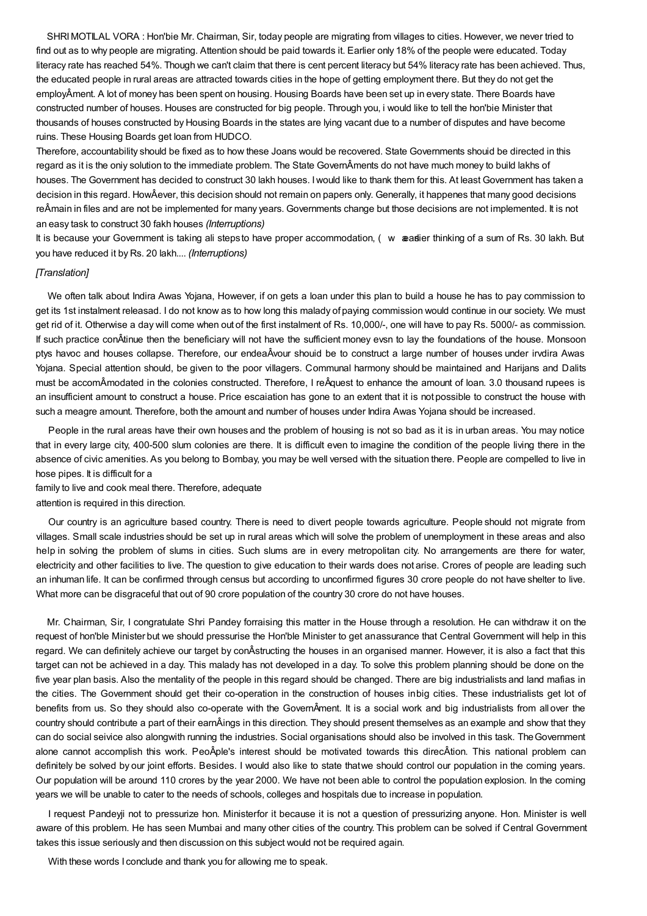SHRI MOTILAL VORA : Hon'bie Mr. Chairman, Sir, today people are migrating from villages to cities. However, we never tried to find out as to why people are migrating. Attention should be paid towards it. Earlier only 18% of the people were educated. Today literacy rate has reached 54%. Though we can't claim that there is cent percent literacy but 54% literacy rate has been achieved. Thus, the educated people in rural areas are attracted towards cities in the hope of getting employment there. But they do not get the employÂment. A lot of money has been spent on housing. Housing Boards have been set up in every state. There Boards have constructed number of houses. Houses are constructed for big people. Through you, i would like to tell the hon'bie Minister that thousands of houses constructed by Housing Boards in the states are lying vacant due to a number of disputes and have become ruins. These Housing Boards get loan from HUDCO.

Therefore, accountability should be fixed as to how these Joans would be recovered. State Governments shouid be directed in this regard as it is the oniy solution to the immediate problem. The State GovernÂments do not have much money to build lakhs of houses. The Government has decided to construct 30 lakh houses. I would like to thank them for this. At least Government has taken a decision in this regard. HowÂever, this decision should not remain on papers only. Generally, it happenes that many good decisions reÂmain in files and are not be implemented for many years. Governments change but those decisions are not implemented. It is not an easy task to construct 30 fakh houses *(Interruptions)*

It is because your Government is taking ali steps to have proper accommodation, ( w aeadier thinking of a sum of Rs. 30 lakh. But you have reduced it by Rs. 20 lakh.... *(Interruptions)*

*[Translation]*

We often talk about Indira Awas Yojana, However, if on gets a loan under this plan to build a house he has to pay commission to get its 1st instalment releasad. I do not know as to how long this malady of paying commission would continue in our society. We must get rid of it. Otherwise a day will come when out of the first instalment of Rs. 10,000/-, one will have to pay Rs. 5000/- as commission. If such practice conÂtinue then the beneficiary will not have the sufficient money evsn to lay the foundations of the house. Monsoon ptys havoc and houses collapse. Therefore, our endeaÂvour shouid be to construct a large number of houses under irvdira Awas Yojana. Special attention should, be given to the poor villagers. Communal harmony should be maintained and Harijans and Dalits must be accomÂmodated in the colonies constructed. Therefore, I reÂquest to enhance the amount of loan. 3.0 thousand rupees is an insufficient amount to construct a house. Price escaiation has gone to an extent that it is not possible to construct the house with such a meagre amount. Therefore, both the amount and number of houses under Indira Awas Yojana should be increased.

People in the rural areas have their own houses and the problem of housing is not so bad as it is in urban areas. You may notice that in every large city, 400-500 slum colonies are there. It is difficult even to imagine the condition of the people living there in the absence of civic amenities. As you belong to Bombay, you may be well versed with the situation there. People are compelled to live in hose pipes. It is difficult for a family to live and cook meal there. Therefore, adequate attention is required in this direction.

Our country is an agriculture based country. There is need to divert people towards agriculture. People should not migrate from villages. Small scale industries should be set up in rural areas which will solve the problem of unemployment in these areas and also help in solving the problem of slums in cities. Such slums are in every metropolitan city. No arrangements are there for water, electricity and other facilities to live. The question to give education to their wards does not arise. Crores of people are leading such an inhuman life. It can be confirmed through census but according to unconfirmed figures 30 crore people do not have shelter to live. What more can be disgraceful that out of 90 crore population of the country 30 crore do not have houses.

Mr. Chairman, Sir, I congratulate Shri Pandey forraising this matter in the House through a resolution. He can withdraw it on the request of hon'ble Minister but we should pressurise the Hon'ble Minister to get anassurance that Central Government will help in this regard. We can definitely achieve our target by conÂstructing the houses in an organised manner. However, it is also a fact that this target can not be achieved in a day. This malady has not developed in a day. To solve this problem planning should be done on the five year plan basis. Also the mentality of the people in this regard should be changed. There are big industrialists and land mafias in the cities. The Government should get their co-operation in the construction of houses inbig cities. These industrialists get lot of benefits from us. So they should also co-operate with the GovernÂment. It is a social work and big industrialists from allover the country should contribute a part of their earnÂings in this direction. They should present themselves as an example and show that they can do social seivice also alongwith running the industries. Social organisations should also be involved in this task. TheGovernment alone cannot accomplish this work. PeoÂple's interest should be motivated towards this direcÂtion. This national problem can definitely be solved by our joint efforts. Besides. I would also like to state thatwe should control our population in the coming years. Our population will be around 110 crores by the year 2000. We have not been able to control the population explosion. In the coming years we will be unable to cater to the needs of schools, colleges and hospitals due to increase in population.

I request Pandeyji not to pressurize hon. Ministerfor it because it is not a question of pressurizing anyone. Hon. Minister is well aware of this problem. He has seen Mumbai and many other cities of the country. This problem can be solved if Central Government takes this issue seriously and then discussion on this subject would not be required again.

With these words I conclude and thank you for allowing me to speak.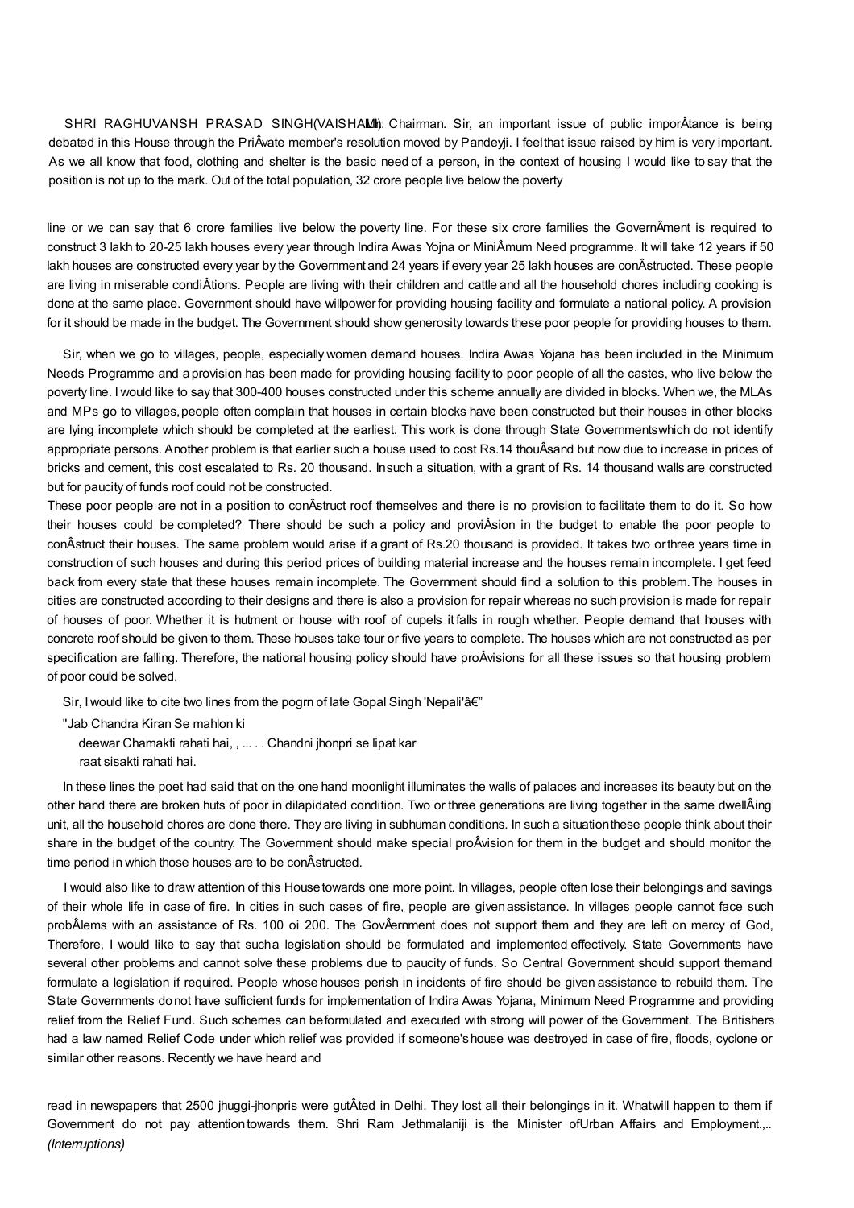SHRI RAGHUVANSH PRASAD SINGH(VAISHALI): Mr. Chairman. Sir, an important issue of public impor­tance is being debated in this House through the Pri­vate member's resolution moved by Pandeyji. I feel that issue raised by him is very important. As we all know that food, clothing and shelter is the basic need of a person, in the context of housing I would like to say that the position is not up to the mark. Out of the total population, 32 crore people live below the poverty

line or we can say that 6 crore families live below the poverty line. For these six crore families the Govern­ment is required to construct 3 lakh to 20-25 lakh houses every year through Indira Awas Yojna or Mini­mum Need programme. It will take 12 years if 50 lakh houses are constructed every year by the Government and 24 years if every year 25 lakh houses are con­structed. These people are living in miserable condi­tions. People are living with their children and cattle and all the household chores including cooking is done at the same place. Government should have willpower for providing housing facility and formulate a national policy. A provision for it should be made in the budget. The Government should show generosity towards these poor people for providing houses to them.

Sir, when we go to villages, people, especially women demand houses. Indira Awas Yojana has been included in the Minimum Needs Programme and a provision has been made for providing housing facility to poor people of all the castes, who live below the poverty line. I would like to say that 300-400 houses constructed under this scheme annually are divided in blocks. When we, the MLAs and MPs go to villages, people often complain that houses in certain blocks have been constructed but their houses in other blocks are lying incomplete which should be completed at the earliest. This work is done through State Governments which do not identify appropriate persons. Another problem is that earlier such a house used to cost Rs.14 thou­sand but now due to increase in prices of bricks and cement, this cost escalated to Rs. 20 thousand. In such a situation, with a grant of Rs. 14 thousand walls are constructed but for paucity of funds roof could not be constructed.

These poor people are not in a position to con­struct roof themselves and there is no provision to facilitate them to do it. So how their houses could be completed? There should be such a policy and provi­sion in the budget to enable the poor people to con­struct their houses. The same problem would arise if a grant of Rs.20 thousand is provided. It takes two or three years time in construction of such houses and during this period prices of building material increase and the houses remain incomplete. I get feed back from every state that these houses remain incomplete. The Government should find a solution to this problem. The houses in cities are constructed according to their designs and there is also a provision for repair whereas no such provision is made for repair of houses of poor. Whether it is hutment or house with roof of cupels it falls in rough whether. People demand that houses with concrete roof should be given to them. These houses take tour or five years to complete. The houses which are not constructed as per specification are falling. Therefore, the national housing policy should have pro­visions for all these issues so that housing problem of poor could be solved.

Sir, I would like to cite two lines from the pogrn of late Gopal Singh 'Nepali'â€"

"Jab Chandra Kiran Se mahlon ki
deewar Chamakti rahati hai, , ... . . Chandni jhonpri se lipat kar
raat sisakti rahati hai.

In these lines the poet had said that on the one hand moonlight illuminates the walls of palaces and increases its beauty but on the other hand there are broken huts of poor in dilapidated condition. Two or three generations are living together in the same dwell­ing unit, all the household chores are done there. They are living in subhuman conditions. In such a situation these people think about their share in the budget of the country. The Government should make special pro­vision for them in the budget and should monitor the time period in which those houses are to be con­structed.

I would also like to draw attention of this House towards one more point. In villages, people often lose their belongings and savings of their whole life in case of fire. In cities in such cases of fire, people are given assistance. In villages people cannot face such prob­lems with an assistance of Rs. 100 oi 200. The Gov­ernment does not support them and they are left on mercy of God, Therefore, I would like to say that such a legislation should be formulated and implemented effectively. State Governments have several other problems and cannot solve these problems due to paucity of funds. So Central Government should support them and formulate a legislation if required. People whose houses perish in incidents of fire should be given assistance to rebuild them. The State Governments do not have sufficient funds for implementation of Indira Awas Yojana, Minimum Need Programme and providing relief from the Relief Fund. Such schemes can be formulated and executed with strong will power of the Government. The Britishers had a law named Relief Code under which relief was provided if someone's house was destroyed in case of fire, floods, cyclone or similar other reasons. Recently we have heard and

read in newspapers that 2500 jhuggi-jhonpris were gut­ted in Delhi. They lost all their belongings in it. What will happen to them if Government do not pay attention towards them. Shri Ram Jethmalaniji is the Minister of Urban Affairs and Employment..,.. *(Interruptions)*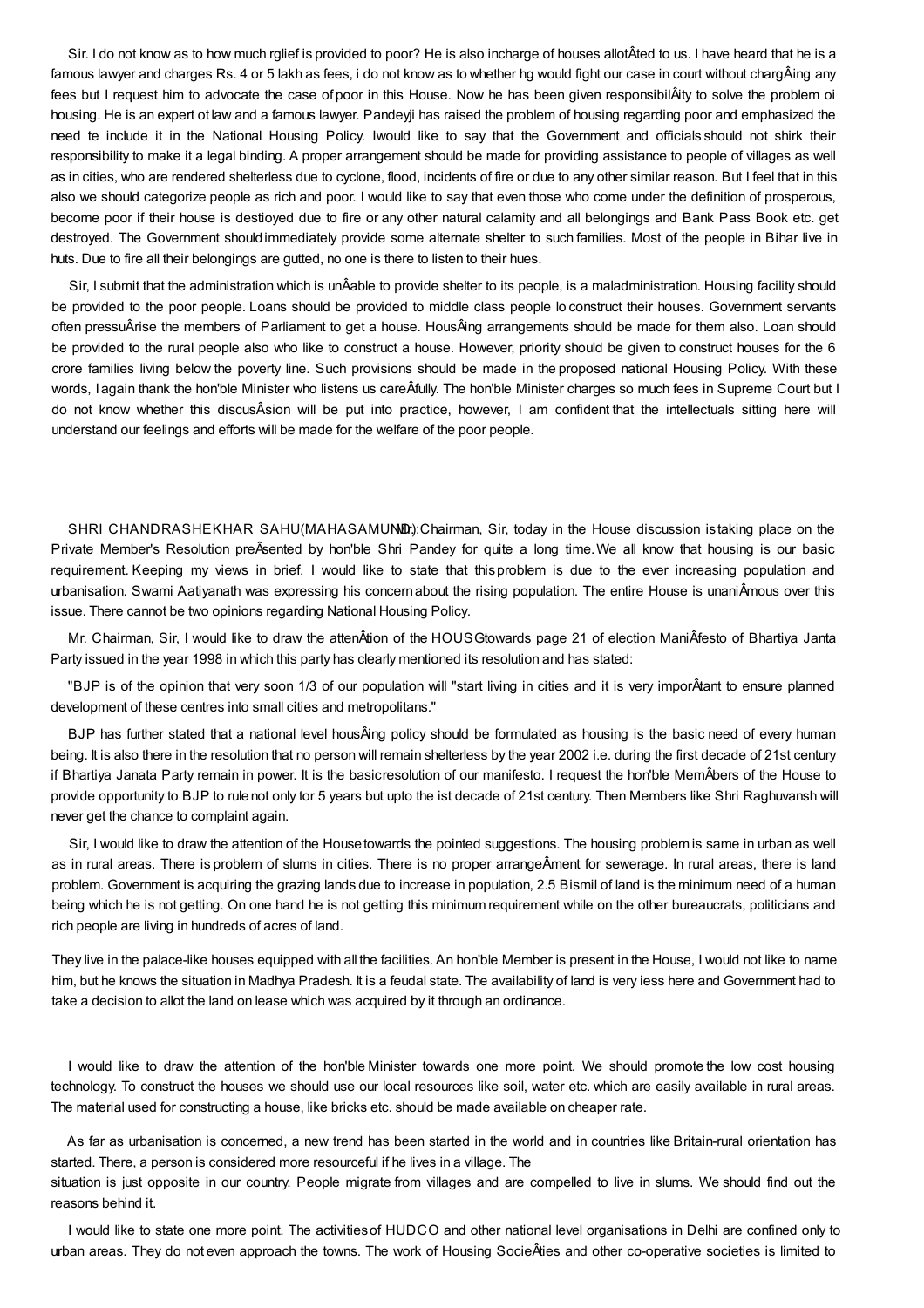Sir. I do not know as to how much rglief is provided to poor? He is also incharge of houses allotÂted to us. I have heard that he is a famous lawyer and charges Rs. 4 or 5 lakh as fees, i do not know as to whether hg would fight our case in court without chargÂing any fees but I request him to advocate the case of poor in this House. Now he has been given responsibilÂity to solve the problem oi housing. He is an expert ot law and a famous lawyer. Pandeyji has raised the problem of housing regarding poor and emphasized the need te include it in the National Housing Policy. Iwould like to say that the Government and officials should not shirk their responsibility to make it a legal binding. A proper arrangement should be made for providing assistance to people of villages as well as in cities, who are rendered shelterless due to cyclone, flood, incidents of fire or due to any other similar reason. But I feel that in this also we should categorize people as rich and poor. I would like to say that even those who come under the definition of prosperous, become poor if their house is destioyed due to fire or any other natural calamity and all belongings and Bank Pass Book etc. get destroyed. The Government should immediately provide some alternate shelter to such families. Most of the people in Bihar live in huts. Due to fire all their belongings are gutted, no one is there to listen to their hues.

Sir, I submit that the administration which is unÂable to provide shelter to its people, is a maladministration. Housing facility should be provided to the poor people. Loans should be provided to middle class people lo construct their houses. Government servants often pressuÂrise the members of Parliament to get a house. HousÂing arrangements should be made for them also. Loan should be provided to the rural people also who like to construct a house. However, priority should be given to construct houses for the 6 crore families living below the poverty line. Such provisions should be made in the proposed national Housing Policy. With these words, Iagain thank the hon'ble Minister who listens us careÂfully. The hon'ble Minister charges so much fees in Supreme Court but I do not know whether this discusÂsion will be put into practice, however, I am confident that the intellectuals sitting here will understand our feelings and efforts will be made for the welfare of the poor people.

SHRI CHANDRASHEKHAR SAHU(MAHASAMUND): Mr. Chairman, Sir, today in the House discussion is taking place on the Private Member's Resolution preÂsented by hon'ble Shri Pandey for quite a long time. We all know that housing is our basic requirement. Keeping my views in brief, I would like to state that this problem is due to the ever increasing population and urbanisation. Swami Aatiyanath was expressing his concern about the rising population. The entire House is unaniÂmous over this issue. There cannot be two opinions regarding National Housing Policy.

Mr. Chairman, Sir, I would like to draw the attenÂtion of the HOUSG towards page 21 of election ManiÂfesto of Bhartiya Janta Party issued in the year 1998 in which this party has clearly mentioned its resolution and has stated:

"BJP is of the opinion that very soon 1/3 of our population will "start living in cities and it is very imporÂtant to ensure planned development of these centres into small cities and metropolitans."

BJP has further stated that a national level housÂing policy should be formulated as housing is the basic need of every human being. It is also there in the resolution that no person will remain shelterless by the year 2002 i.e. during the first decade of 21st century if Bhartiya Janata Party remain in power. It is the basic resolution of our manifesto. I request the hon'ble MemÂbers of the House to provide opportunity to BJP to rule not only tor 5 years but upto the ist decade of 21st century. Then Members like Shri Raghuvansh will never get the chance to complaint again.

Sir, I would like to draw the attention of the House towards the pointed suggestions. The housing problem is same in urban as well as in rural areas. There is problem of slums in cities. There is no proper arrangeÂment for sewerage. In rural areas, there is land problem. Government is acquiring the grazing lands due to increase in population, 2.5 Bismil of land is the minimum need of a human being which he is not getting. On one hand he is not getting this minimum requirement while on the other bureaucrats, politicians and rich people are living in hundreds of acres of land.

They live in the palace-like houses equipped with all the facilities. An hon'ble Member is present in the House, I would not like to name him, but he knows the situation in Madhya Pradesh. It is a feudal state. The availability of land is very iess here and Government had to take a decision to allot the land on lease which was acquired by it through an ordinance.

I would like to draw the attention of the hon'ble Minister towards one more point. We should promote the low cost housing technology. To construct the houses we should use our local resources like soil, water etc. which are easily available in rural areas. The material used for constructing a house, like bricks etc. should be made available on cheaper rate.

As far as urbanisation is concerned, a new trend has been started in the world and in countries like Britain-rural orientation has started. There, a person is considered more resourceful if he lives in a village. The situation is just opposite in our country. People migrate from villages and are compelled to live in slums. We should find out the reasons behind it.

I would like to state one more point. The activities of HUDCO and other national level organisations in Delhi are confined only to urban areas. They do not even approach the towns. The work of Housing SocieÂties and other co-operative societies is limited to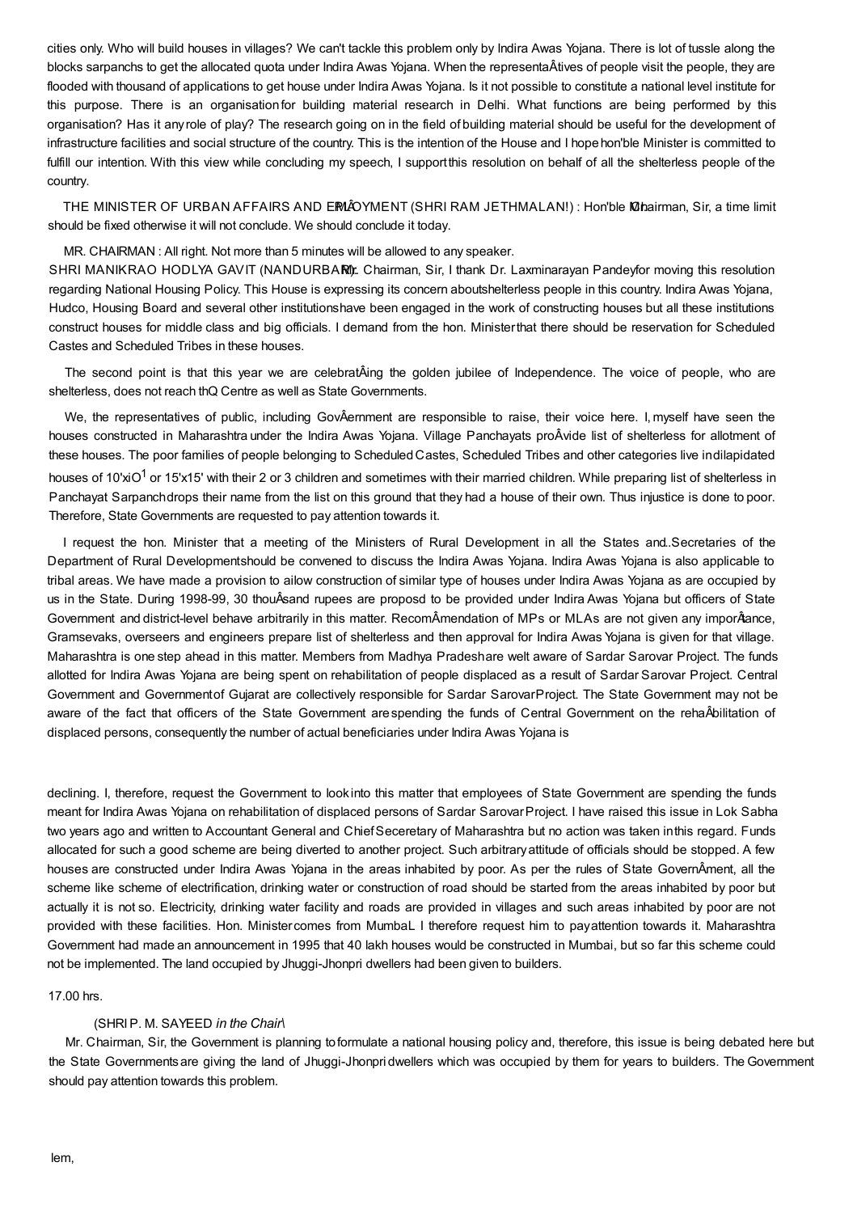cities only. Who will build houses in villages? We can't tackle this problem only by Indira Awas Yojana. There is lot of tussle along the blocks sarpanchs to get the allocated quota under Indira Awas Yojana. When the representaÂtives of people visit the people, they are flooded with thousand of applications to get house under Indira Awas Yojana. Is it not possible to constitute a national level institute for this purpose. There is an organisation for building material research in Delhi. What functions are being performed by this organisation? Has it any role of play? The research going on in the field of building material should be useful for the development of infrastructure facilities and social structure of the country. This is the intention of the House and I hope hon'ble Minister is committed to fulfill our intention. With this view while concluding my speech, I support this resolution on behalf of all the shelterless people of the country.

THE MINISTER OF URBAN AFFAIRS AND EMPLÂOYMENT (SHRI RAM JETHMALAN!) : Hon'ble Mr. Chairman, Sir, a time limit should be fixed otherwise it will not conclude. We should conclude it today.

MR. CHAIRMAN : All right. Not more than 5 minutes will be allowed to any speaker.

SHRI MANIKRAO HODLYA GAVIT (NANDURBAR): Mr. Chairman, Sir, I thank Dr. Laxminarayan Pandey for moving this resolution regarding National Housing Policy. This House is expressing its concern about shelterless people in this country. Indira Awas Yojana, Hudco, Housing Board and several other institutions have been engaged in the work of constructing houses but all these institutions construct houses for middle class and big officials. I demand from the hon. Minister that there should be reservation for Scheduled Castes and Scheduled Tribes in these houses.

The second point is that this year we are celebratÂing the golden jubilee of Independence. The voice of people, who are shelterless, does not reach thQ Centre as well as State Governments.

We, the representatives of public, including GovÂernment are responsible to raise, their voice here. I, myself have seen the houses constructed in Maharashtra under the Indira Awas Yojana. Village Panchayats proÂvide list of shelterless for allotment of these houses. The poor families of people belonging to Scheduled Castes, Scheduled Tribes and other categories live in dilapidated houses of 10'xiO[1] or 15'x15' with their 2 or 3 children and sometimes with their married children. While preparing list of shelterless in Panchayat Sarpanch drops their name from the list on this ground that they had a house of their own. Thus injustice is done to poor. Therefore, State Governments are requested to pay attention towards it.

I request the hon. Minister that a meeting of the Ministers of Rural Development in all the States and..Secretaries of the Department of Rural Development should be convened to discuss the Indira Awas Yojana. Indira Awas Yojana is also applicable to tribal areas. We have made a provision to ailow construction of similar type of houses under Indira Awas Yojana as are occupied by us in the State. During 1998-99, 30 thouÂsand rupees are proposd to be provided under Indira Awas Yojana but officers of State Government and district-level behave arbitrarily in this matter. RecomÂmendation of MPs or MLAs are not given any imporÂtance, Gramsevaks, overseers and engineers prepare list of shelterless and then approval for Indira Awas Yojana is given for that village. Maharashtra is one step ahead in this matter. Members from Madhya Pradesh are welt aware of Sardar Sarovar Project. The funds allotted for Indira Awas Yojana are being spent on rehabilitation of people displaced as a result of Sardar Sarovar Project. Central Government and Government of Gujarat are collectively responsible for Sardar Sarovar Project. The State Government may not be aware of the fact that officers of the State Government are spending the funds of Central Government on the rehaÂbilitation of displaced persons, consequently the number of actual beneficiaries under Indira Awas Yojana is

declining. I, therefore, request the Government to look into this matter that employees of State Government are spending the funds meant for Indira Awas Yojana on rehabilitation of displaced persons of Sardar Sarovar Project. I have raised this issue in Lok Sabha two years ago and written to Accountant General and Chief Secretary of Maharashtra but no action was taken in this regard. Funds allocated for such a good scheme are being diverted to another project. Such arbitrary attitude of officials should be stopped. A few houses are constructed under Indira Awas Yojana in the areas inhabited by poor. As per the rules of State GovernÂment, all the scheme like scheme of electrification, drinking water or construction of road should be started from the areas inhabited by poor but actually it is not so. Electricity, drinking water facility and roads are provided in villages and such areas inhabited by poor are not provided with these facilities. Hon. Minister comes from MumbaL I therefore request him to pay attention towards it. Maharashtra Government had made an announcement in 1995 that 40 lakh houses would be constructed in Mumbai, but so far this scheme could not be implemented. The land occupied by Jhuggi-Jhonpri dwellers had been given to builders.

17.00 hrs.

(SHRI P. M. SAYEED *in the Chair\*

Mr. Chairman, Sir, the Government is planning to formulate a national housing policy and, therefore, this issue is being debated here but the State Governments are giving the land of Jhuggi-Jhonpri dwellers which was occupied by them for years to builders. The Government should pay attention towards this problem.

lem,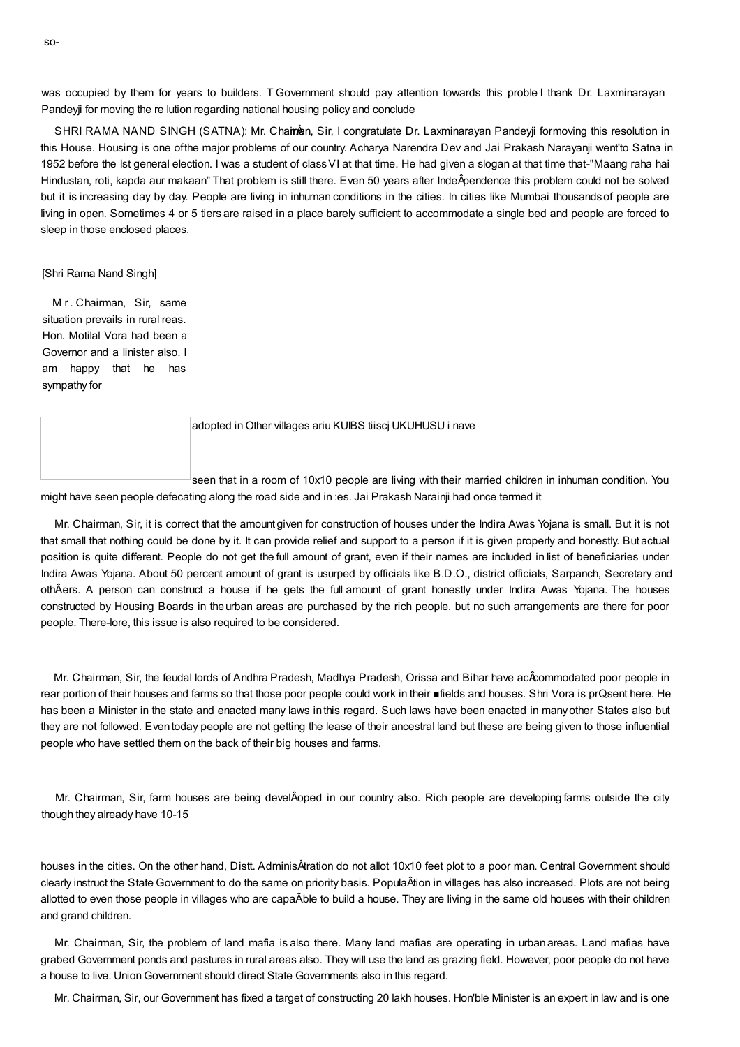so-

was occupied by them for years to builders. T Government should pay attention towards this proble I thank Dr. Laxminarayan Pandeyji for moving the re lution regarding national housing policy and conclude

SHRI RAMA NAND SINGH (SATNA): Mr. ChaimÂn, Sir, I congratulate Dr. Laxminarayan Pandeyji formoving this resolution in this House. Housing is one ofthe major problems of our country. Acharya Narendra Dev and Jai Prakash Narayanji went'to Satna in 1952 before the Ist general election. I was a student of class VI at that time. He had given a slogan at that time that-"Maang raha hai Hindustan, roti, kapda aur makaan" That problem is still there. Even 50 years after IndeÂpendence this problem could not be solved but it is increasing day by day. People are living in inhuman conditions in the cities. In cities like Mumbai thousandsof people are living in open. Sometimes 4 or 5 tiers are raised in a place barely sufficient to accommodate a single bed and people are forced to sleep in those enclosed places.

[Shri Rama Nand Singh]

M r. Chairman, Sir, same situation prevails in rural reas. Hon. Motilal Vora had been a Governor and a linister also. I am happy that he has sympathy for

adopted in Other villages ariu KUIBS tiiscj UKUHUSU i nave

seen that in a room of 10x10 people are living with their married children in inhuman condition. You might have seen people defecating along the road side and in :es. Jai Prakash Narainji had once termed it

Mr. Chairman, Sir, it is correct that the amount given for construction of houses under the Indira Awas Yojana is small. But it is not that small that nothing could be done by it. It can provide relief and support to a person if it is given properly and honestly. But actual position is quite different. People do not get the full amount of grant, even if their names are included in list of beneficiaries under Indira Awas Yojana. About 50 percent amount of grant is usurped by officials like B.D.O., district officials, Sarpanch, Secretary and othÂers. A person can construct a house if he gets the full amount of grant honestly under Indira Awas Yojana. The houses constructed by Housing Boards in the urban areas are purchased by the rich people, but no such arrangements are there for poor people. There-lore, this issue is also required to be considered.

Mr. Chairman, Sir, the feudal lords of Andhra Pradesh, Madhya Pradesh, Orissa and Bihar have acÂcommodated poor people in rear portion of their houses and farms so that those poor people could work in their ■fields and houses. Shri Vora is prQsent here. He has been a Minister in the state and enacted many laws in this regard. Such laws have been enacted in many other States also but they are not followed. Even today people are not getting the lease of their ancestral land but these are being given to those influential people who have settled them on the back of their big houses and farms.

Mr. Chairman, Sir, farm houses are being develÂoped in our country also. Rich people are developing farms outside the city though they already have 10-15

houses in the cities. On the other hand, Distt. AdminisÂtration do not allot 10x10 feet plot to a poor man. Central Government should clearly instruct the State Government to do the same on priority basis. PopulaÂtion in villages has also increased. Plots are not being allotted to even those people in villages who are capaÂble to build a house. They are living in the same old houses with their children and grand children.

Mr. Chairman, Sir, the problem of land mafia is also there. Many land mafias are operating in urban areas. Land mafias have grabed Government ponds and pastures in rural areas also. They will use the land as grazing field. However, poor people do not have a house to live. Union Government should direct State Governments also in this regard.

Mr. Chairman, Sir, our Government has fixed a target of constructing 20 lakh houses. Hon'ble Minister is an expert in law and is one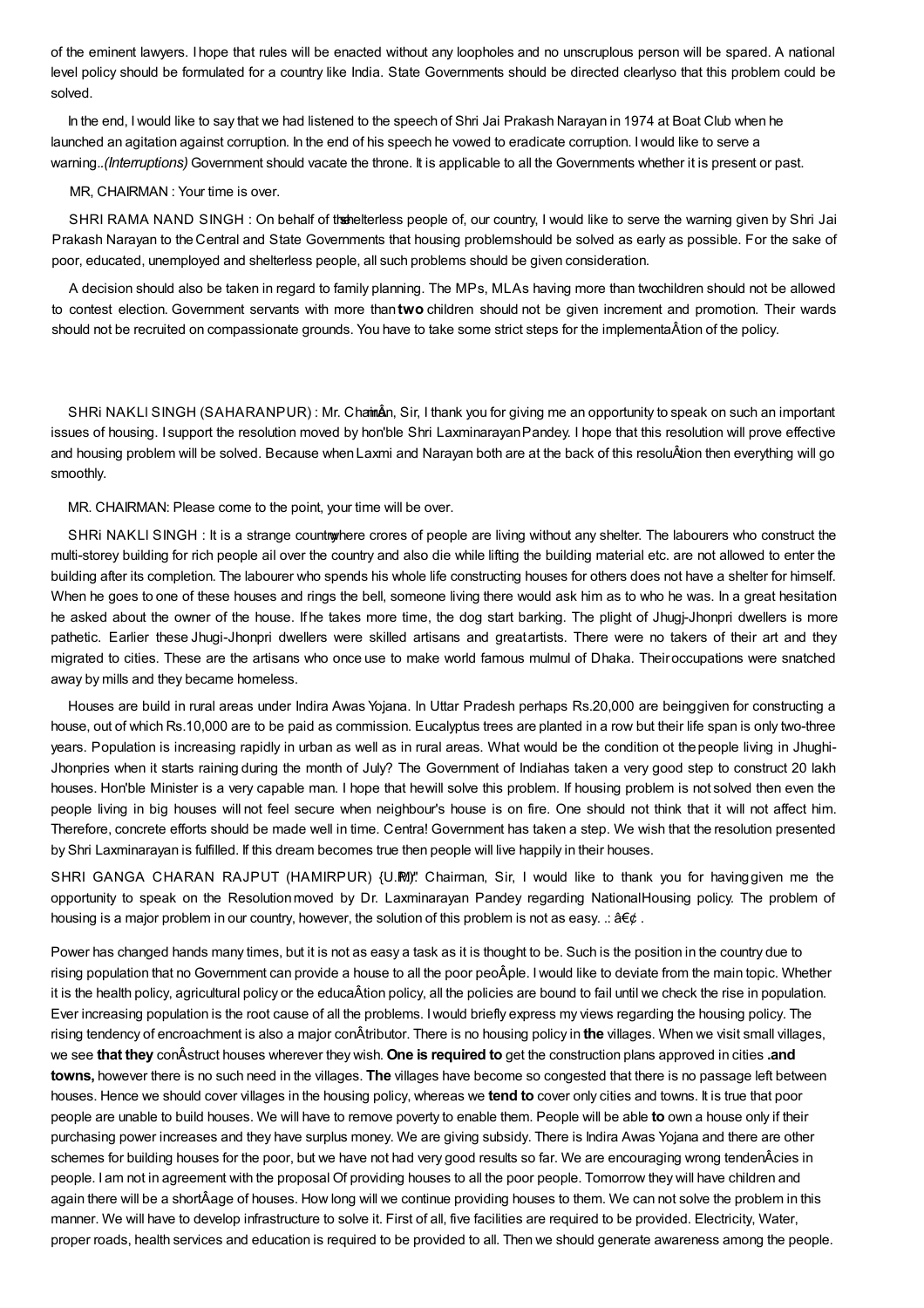of the eminent lawyers. I hope that rules will be enacted without any loopholes and no unscruplous person will be spared. A national level policy should be formulated for a country like India. State Governments should be directed clearlyso that this problem could be solved.

In the end, I would like to say that we had listened to the speech of Shri Jai Prakash Narayan in 1974 at Boat Club when he launched an agitation against corruption. In the end of his speech he vowed to eradicate corruption. I would like to serve a warning..*(Interruptions)* Government should vacate the throne. It is applicable to all the Governments whether it is present or past.

MR, CHAIRMAN : Your time is over.

SHRI RAMA NAND SINGH : On behalf of the shelterless people of, our country, I would like to serve the warning given by Shri Jai Prakash Narayan to the Central and State Governments that housing problemshould be solved as early as possible. For the sake of poor, educated, unemployed and shelterless people, all such problems should be given consideration.

A decision should also be taken in regard to family planning. The MPs, MLAs having more than twochildren should not be allowed to contest election. Government servants with more than **two** children should not be given increment and promotion. Their wards should not be recruited on compassionate grounds. You have to take some strict steps for the implementaÂtion of the policy.

SHRi NAKLI SINGH (SAHARANPUR) : Mr. ChairmÂn, Sir, I thank you for giving me an opportunity to speak on such an important issues of housing. I support the resolution moved by hon'ble Shri Laxminarayan Pandey. I hope that this resolution will prove effective and housing problem will be solved. Because when Laxmi and Narayan both are at the back of this resoluÂtion then everything will go smoothly.

MR. CHAIRMAN: Please come to the point, your time will be over.

SHRi NAKLI SINGH : It is a strange countrywhere crores of people are living without any shelter. The labourers who construct the multi-storey building for rich people ail over the country and also die while lifting the building material etc. are not allowed to enter the building after its completion. The labourer who spends his whole life constructing houses for others does not have a shelter for himself. When he goes to one of these houses and rings the bell, someone living there would ask him as to who he was. In a great hesitation he asked about the owner of the house. If he takes more time, the dog start barking. The plight of Jhugj-Jhonpri dwellers is more pathetic. Earlier these Jhugi-Jhonpri dwellers were skilled artisans and greatartists. There were no takers of their art and they migrated to cities. These are the artisans who once use to make world famous mulmul of Dhaka. Their occupations were snatched away by mills and they became homeless.

Houses are build in rural areas under Indira Awas Yojana. In Uttar Pradesh perhaps Rs.20,000 are beinggiven for constructing a house, out of which Rs.10,000 are to be paid as commission. Eucalyptus trees are planted in a row but their life span is only two-three years. Population is increasing rapidly in urban as well as in rural areas. What would be the condition ot the people living in Jhughi-Jhonpries when it starts raining during the month of July? The Government of Indiahas taken a very good step to construct 20 lakh houses. Hon'ble Minister is a very capable man. I hope that hewill solve this problem. If housing problem is not solved then even the people living in big houses will not feel secure when neighbour's house is on fire. One should not think that it will not affect him. Therefore, concrete efforts should be made well in time. Centra! Government has taken a step. We wish that the resolution presented by Shri Laxminarayan is fulfilled. If this dream becomes true then people will live happily in their houses.

SHRI GANGA CHARAN RAJPUT (HAMIRPUR) {U.P.)*: Chairman, Sir, I would like to thank you for havinggiven me the opportunity to speak on the Resolution moved by Dr. Laxminarayan Pandey regarding NationalHousing policy. The problem of housing is a major problem in our country, however, the solution of this problem is not as easy. .: â€¢ .

Power has changed hands many times, but it is not as easy a task as it is thought to be. Such is the position in the country due to rising population that no Government can provide a house to all the poor peoÂple. I would like to deviate from the main topic. Whether it is the health policy, agricultural policy or the educaÂtion policy, all the policies are bound to fail until we check the rise in population. Ever increasing population is the root cause of all the problems. I would briefly express my views regarding the housing policy. The rising tendency of encroachment is also a major conÂtributor. There is no housing policy in **the** villages. When we visit small villages, we see **that they** conÂstruct houses wherever they wish. **One is required to** get the construction plans approved in cities **.and towns,** however there is no such need in the villages. **The** villages have become so congested that there is no passage left between houses. Hence we should cover villages in the housing policy, whereas we **tend to** cover only cities and towns. It is true that poor people are unable to build houses. We will have to remove poverty to enable them. People will be able **to** own a house only if their purchasing power increases and they have surplus money. We are giving subsidy. There is Indira Awas Yojana and there are other schemes for building houses for the poor, but we have not had very good results so far. We are encouraging wrong tendenÂcies in people. I am not in agreement with the proposal Of providing houses to all the poor people. Tomorrow they will have children and again there will be a shortÂage of houses. How long will we continue providing houses to them. We can not solve the problem in this manner. We will have to develop infrastructure to solve it. First of all, five facilities are required to be provided. Electricity, Water, proper roads, health services and education is required to be provided to all. Then we should generate awareness among the people.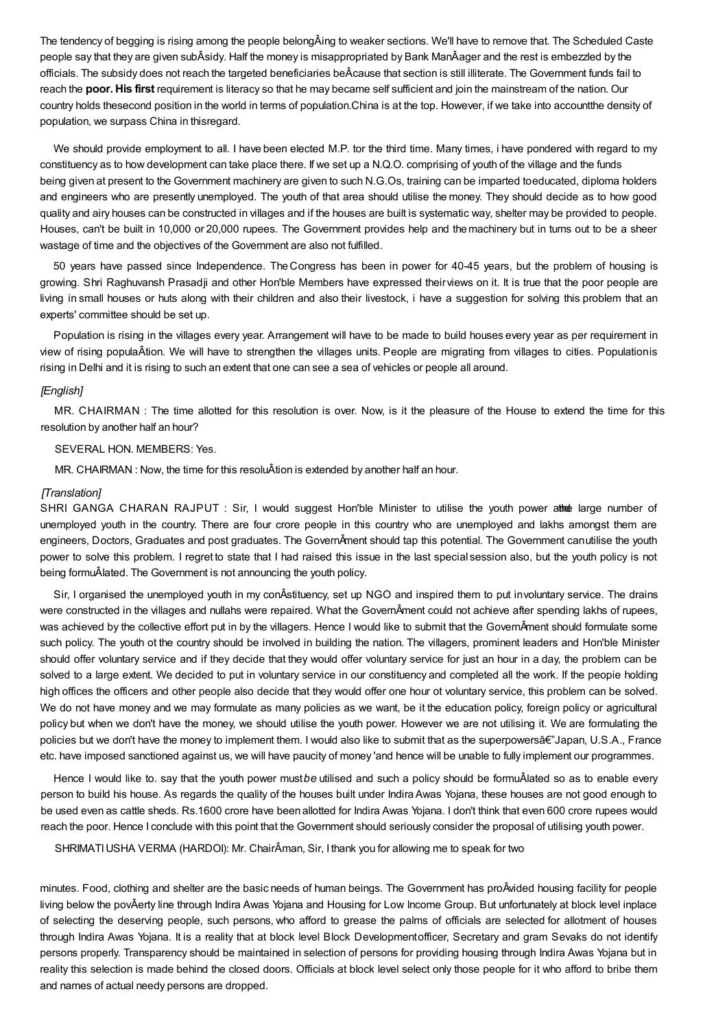The tendency of begging is rising among the people belongÂing to weaker sections. We'll have to remove that. The Scheduled Caste people say that they are given subÂsidy. Half the money is misappropriated by Bank ManÂager and the rest is embezzled by the officials. The subsidy does not reach the targeted beneficiaries beÂcause that section is still illiterate. The Government funds fail to reach the **poor. His first** requirement is literacy so that he may became self sufficient and join the mainstream of the nation. Our country holds thesecond position in the world in terms of population.China is at the top. However, if we take into accountthe density of population, we surpass China in thisregard.

We should provide employment to all. I have been elected M.P. tor the third time. Many times, i have pondered with regard to my constituency as to how development can take place there. If we set up a N.Q.O. comprising of youth of the village and the funds being given at present to the Government machinery are given to such N.G.Os, training can be imparted toeducated, diploma holders and engineers who are presently unemployed. The youth of that area should utilise the money. They should decide as to how good quality and airy houses can be constructed in villages and if the houses are built is systematic way, shelter may be provided to people. Houses, can't be built in 10,000 or 20,000 rupees. The Government provides help and the machinery but in turns out to be a sheer wastage of time and the objectives of the Government are also not fulfilled.

50 years have passed since Independence. The Congress has been in power for 40-45 years, but the problem of housing is growing. Shri Raghuvansh Prasadji and other Hon'ble Members have expressed their views on it. It is true that the poor people are living in small houses or huts along with their children and also their livestock, i have a suggestion for solving this problem that an experts' committee should be set up.

Population is rising in the villages every year. Arrangement will have to be made to build houses every year as per requirement in view of rising populaÂtion. We will have to strengthen the villages units. People are migrating from villages to cities. Populationis rising in Delhi and it is rising to such an extent that one can see a sea of vehicles or people all around.

*[English]*

MR. CHAIRMAN : The time allotted for this resolution is over. Now, is it the pleasure of the House to extend the time for this resolution by another half an hour?

SEVERAL HON. MEMBERS: Yes.

MR. CHAIRMAN : Now, the time for this resoluÂtion is extended by another half an hour.

*[Translation]*

SHRI GANGA CHARAN RAJPUT : Sir, I would suggest Hon'ble Minister to utilise the youth power andthe large number of unemployed youth in the country. There are four crore people in this country who are unemployed and lakhs amongst them are engineers, Doctors, Graduates and post graduates. The GovernÂment should tap this potential. The Government canutilise the youth power to solve this problem. I regret to state that I had raised this issue in the last special session also, but the youth policy is not being formuÂlated. The Government is not announcing the youth policy.

Sir, I organised the unemployed youth in my conÂstituency, set up NGO and inspired them to put involuntary service. The drains were constructed in the villages and nullahs were repaired. What the GovernÂment could not achieve after spending lakhs of rupees, was achieved by the collective effort put in by the villagers. Hence I would like to submit that the GovernÂment should formulate some such policy. The youth ot the country should be involved in building the nation. The villagers, prominent leaders and Hon'ble Minister should offer voluntary service and if they decide that they would offer voluntary service for just an hour in a day, the problem can be solved to a large extent. We decided to put in voluntary service in our constituency and completed all the work. If the peopie holding high offices the officers and other people also decide that they would offer one hour ot voluntary service, this problem can be solved. We do not have money and we may formulate as many policies as we want, be it the education policy, foreign policy or agricultural policy but when we don't have the money, we should utilise the youth power. However we are not utilising it. We are formulating the policies but we don't have the money to implement them. I would also like to submit that as the superpowersâ€"Japan, U.S.A., France etc. have imposed sanctioned against us, we will have paucity of money 'and hence will be unable to fully implement our programmes.

Hence I would like to. say that the youth power must *be* utilised and such a policy should be formuÂlated so as to enable every person to build his house. As regards the quality of the houses built under Indira Awas Yojana, these houses are not good enough to be used even as cattle sheds. Rs.1600 crore have been allotted for Indira Awas Yojana. I don't think that even 600 crore rupees would reach the poor. Hence I conclude with this point that the Government should seriously consider the proposal of utilising youth power.

SHRIMATI USHA VERMA (HARDOI): Mr. ChairÂman, Sir, I thank you for allowing me to speak for two minutes. Food, clothing and shelter are the basic needs of human beings. The Government has proÂvided housing facility for people living below the povÂerty line through Indira Awas Yojana and Housing for Low Income Group. But unfortunately at block level inplace of selecting the deserving people, such persons, who afford to grease the palms of officials are selected for allotment of houses through Indira Awas Yojana. It is a reality that at block level Block Developmentofficer, Secretary and gram Sevaks do not identify persons properly. Transparency should be maintained in selection of persons for providing housing through Indira Awas Yojana but in reality this selection is made behind the closed doors. Officials at block level select only those people for it who afford to bribe them and names of actual needy persons are dropped.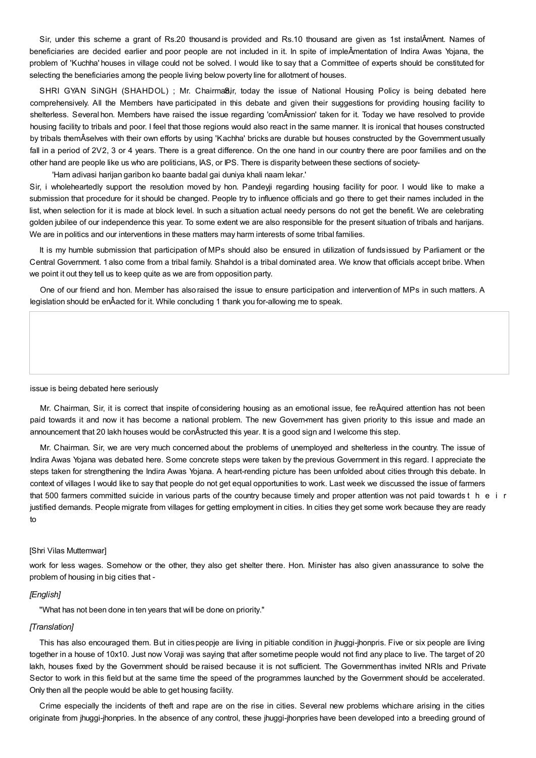Sir, under this scheme a grant of Rs.20 thousand is provided and Rs.10 thousand are given as 1st instalÂment. Names of beneficiaries are decided earlier and poor people are not included in it. In spite of impleÂmentation of Indira Awas Yojana, the problem of 'Kuchha' houses in village could not be solved. I would like to say that a Committee of experts should be constituted for selecting the beneficiaries among the people living below poverty line for allotment of houses.

SHRI GYAN SiNGH (SHAHDOL) ; Mr. Chairman, Sir, today the issue of National Housing Policy is being debated here comprehensively. All the Members have participated in this debate and given their suggestions for providing housing facility to shelterless. Several hon. Members have raised the issue regarding 'comÂmission' taken for it. Today we have resolved to provide housing facility to tribals and poor. I feel that those regions would also react in the same manner. It is ironical that houses constructed by tribals themÂselves with their own efforts by using 'Kachha' bricks are durable but houses constructed by the Government usually fall in a period of 2V2, 3 or 4 years. There is a great difference. On the one hand in our country there are poor families and on the other hand are people like us who are politicians, IAS, or IPS. There is disparity between these sections of society-

'Ham adivasi harijan garibon ko baante badal gai duniya khali naam lekar.'

Sir, i wholeheartedly support the resolution moved by hon. Pandeyji regarding housing facility for poor. I would like to make a submission that procedure for it should be changed. People try to influence officials and go there to get their names included in the list, when selection for it is made at block level. In such a situation actual needy persons do not get the benefit. We are celebrating golden jubilee of our independence this year. To some extent we are also responsible for the present situation of tribals and harijans. We are in politics and our interventions in these matters may harm interests of some tribal families.

It is my humble submission that participation of MPs should also be ensured in utilization of funds issued by Parliament or the Central Government. 1 also come from a tribal family. Shahdol is a tribal dominated area. We know that officials accept bribe. When we point it out they tell us to keep quite as we are from opposition party.

One of our friend and hon. Member has also raised the issue to ensure participation and intervention of MPs in such matters. A legislation should be enÂacted for it. While concluding 1 thank you for-allowing me to speak.

issue is being debated here seriously

Mr. Chairman, Sir, it is correct that inspite of considering housing as an emotional issue, fee reÂquired attention has not been paid towards it and now it has become a national problem. The new Govern-ment has given priority to this issue and made an announcement that 20 lakh houses would be conÂstructed this year. It is a good sign and I welcome this step.

Mr. Chairman. Sir, we are very much concerned about the problems of unemployed and shelterless in the country. The issue of Indira Awas Yojana was debated here. Some concrete steps were taken by the previous Government in this regard. I appreciate the steps taken for strengthening the Indira Awas Yojana. A heart-rending picture has been unfolded about cities through this debate. In context of villages I would like to say that people do not get equal opportunities to work. Last week we discussed the issue of farmers that 500 farmers committed suicide in various parts of the country because timely and proper attention was not paid towards their justified demands. People migrate from villages for getting employment in cities. In cities they get some work because they are ready to

[Shri Vilas Muttemwar]

work for less wages. Somehow or the other, they also get shelter there. Hon. Minister has also given an assurance to solve the problem of housing in big cities that -

*[English]*

"What has not been done in ten years that will be done on priority."

*[Translation]*

This has also encouraged them. But in cities peopje are living in pitiable condition in jhuggi-jhonpris. Five or six people are living together in a house of 10x10. Just now Voraji was saying that after sometime people would not find any place to live. The target of 20 lakh, houses fixed by the Government should be raised because it is not sufficient. The Government has invited NRIs and Private Sector to work in this field but at the same time the speed of the programmes launched by the Government should be accelerated. Only then all the people would be able to get housing facility.

Crime especially the incidents of theft and rape are on the rise in cities. Several new problems which are arising in the cities originate from jhuggi-jhonpries. In the absence of any control, these jhuggi-jhonpries have been developed into a breeding ground of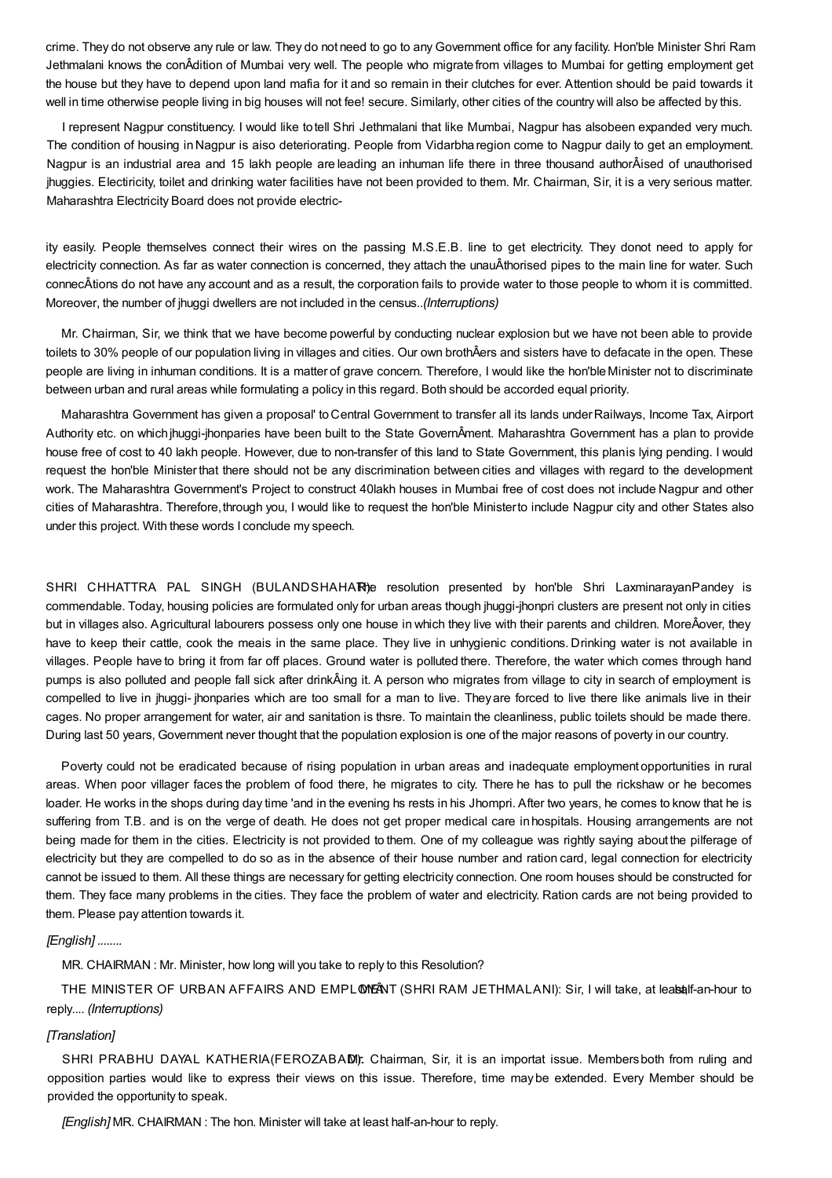crime. They do not observe any rule or law. They do not need to go to any Government office for any facility. Hon'ble Minister Shri Ram Jethmalani knows the conÂdition of Mumbai very well. The people who migrate from villages to Mumbai for getting employment get the house but they have to depend upon land mafia for it and so remain in their clutches for ever. Attention should be paid towards it well in time otherwise people living in big houses will not fee! secure. Similarly, other cities of the country will also be affected by this.

I represent Nagpur constituency. I would like to tell Shri Jethmalani that like Mumbai, Nagpur has alsobeen expanded very much. The condition of housing in Nagpur is aiso deteriorating. People from Vidarbha region come to Nagpur daily to get an employment. Nagpur is an industrial area and 15 lakh people are leading an inhuman life there in three thousand authorÂised of unauthorised jhuggies. Electiricity, toilet and drinking water facilities have not been provided to them. Mr. Chairman, Sir, it is a very serious matter. Maharashtra Electricity Board does not provide electric-

ity easily. People themselves connect their wires on the passing M.S.E.B. line to get electricity. They donot need to apply for electricity connection. As far as water connection is concerned, they attach the unauÂthorised pipes to the main line for water. Such connecÂtions do not have any account and as a result, the corporation fails to provide water to those people to whom it is committed. Moreover, the number of jhuggi dwellers are not included in the census..*(Interruptions)*

Mr. Chairman, Sir, we think that we have become powerful by conducting nuclear explosion but we have not been able to provide toilets to 30% people of our population living in villages and cities. Our own brothÂers and sisters have to defacate in the open. These people are living in inhuman conditions. It is a matter of grave concern. Therefore, I would like the hon'ble Minister not to discriminate between urban and rural areas while formulating a policy in this regard. Both should be accorded equal priority.

Maharashtra Government has given a proposal' to Central Government to transfer all its lands under Railways, Income Tax, Airport Authority etc. on which jhuggi-jhonparies have been built to the State GovernÂment. Maharashtra Government has a plan to provide house free of cost to 40 lakh people. However, due to non-transfer of this land to State Government, this plan is lying pending. I would request the hon'ble Minister that there should not be any discrimination between cities and villages with regard to the development work. The Maharashtra Government's Project to construct 40lakh houses in Mumbai free of cost does not include Nagpur and other cities of Maharashtra. Therefore, through you, I would like to request the hon'ble Minister to include Nagpur city and other States also under this project. With these words I conclude my speech.

SHRI CHHATTRA PAL SINGH (BULANDSHAHAR): The resolution presented by hon'ble Shri LaxminarayanPandey is commendable. Today, housing policies are formulated only for urban areas though jhuggi-jhonpri clusters are present not only in cities but in villages also. Agricultural labourers possess only one house in which they live with their parents and children. MoreÂover, they have to keep their cattle, cook the meais in the same place. They live in unhygienic conditions. Drinking water is not available in villages. People have to bring it from far off places. Ground water is polluted there. Therefore, the water which comes through hand pumps is also polluted and people fall sick after drinkÂing it. A person who migrates from village to city in search of employment is compelled to live in jhuggi- jhonparies which are too small for a man to live. They are forced to live there like animals live in their cages. No proper arrangement for water, air and sanitation is thsre. To maintain the cleanliness, public toilets should be made there. During last 50 years, Government never thought that the population explosion is one of the major reasons of poverty in our country.

Poverty could not be eradicated because of rising population in urban areas and inadequate employment opportunities in rural areas. When poor villager faces the problem of food there, he migrates to city. There he has to pull the rickshaw or he becomes loader. He works in the shops during day time 'and in the evening hs rests in his Jhompri. After two years, he comes to know that he is suffering from T.B. and is on the verge of death. He does not get proper medical care in hospitals. Housing arrangements are not being made for them in the cities. Electricity is not provided to them. One of my colleague was rightly saying about the pilferage of electricity but they are compelled to do so as in the absence of their house number and ration card, legal connection for electricity cannot be issued to them. All these things are necessary for getting electricity connection. One room houses should be constructed for them. They face many problems in the cities. They face the problem of water and electricity. Ration cards are not being provided to them. Please pay attention towards it.

*[English] ........*

MR. CHAIRMAN : Mr. Minister, how long will you take to reply to this Resolution?

THE MINISTER OF URBAN AFFAIRS AND EMPLOYMENT (SHRI RAM JETHMALANI): Sir, I will take, at least half-an-hour to reply.... *(Interruptions)*

*[Translation]*

SHRI PRABHU DAYAL KATHERIA(FEROZABAD): Mr. Chairman, Sir, it is an importat issue. Members both from ruling and opposition parties would like to express their views on this issue. Therefore, time may be extended. Every Member should be provided the opportunity to speak.

*[English]* MR. CHAIRMAN : The hon. Minister will take at least half-an-hour to reply.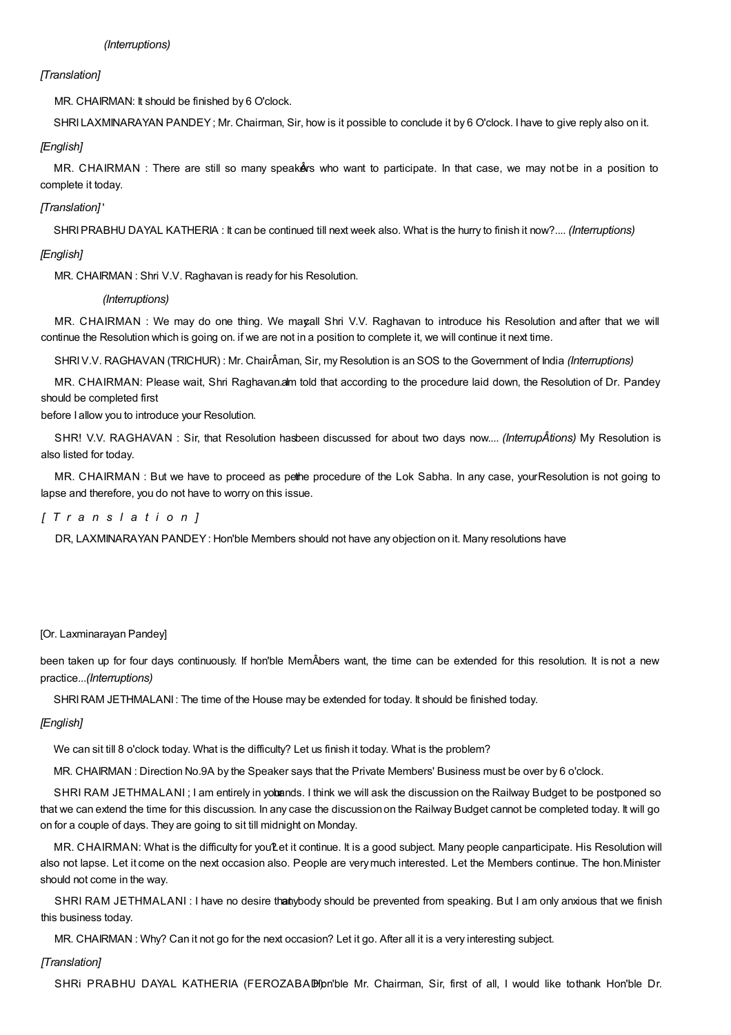*(Interruptions)*

*[Translation]*

MR. CHAIRMAN: It should be finished by 6 O'clock.

SHRI LAXMINARAYAN PANDEY ; Mr. Chairman, Sir, how is it possible to conclude it by 6 O'clock. I have to give reply also on it.

*[English]*

MR. CHAIRMAN : There are still so many speakers who want to participate. In that case, we may not be in a position to complete it today.

*[Translation]*'

SHRI PRABHU DAYAL KATHERIA : It can be continued till next week also. What is the hurry to finish it now?.... *(Interruptions)*

*[English]*

MR. CHAIRMAN : Shri V.V. Raghavan is ready for his Resolution.

*(Interruptions)*

MR. CHAIRMAN : We may do one thing. We may call Shri V.V. Raghavan to introduce his Resolution and after that we will continue the Resolution which is going on. if we are not in a position to complete it, we will continue it next time.

SHRI V.V. RAGHAVAN (TRICHUR) : Mr. ChairÂman, Sir, my Resolution is an SOS to the Government of India *(Interruptions)*

MR. CHAIRMAN: Please wait, Shri Raghavan. I am told that according to the procedure laid down, the Resolution of Dr. Pandey should be completed first before I allow you to introduce your Resolution.

SHR! V.V. RAGHAVAN : Sir, that Resolution has been discussed for about two days now.... *(InterrupÂtions)* My Resolution is also listed for today.

MR. CHAIRMAN : But we have to proceed as per the procedure of the Lok Sabha. In any case, your Resolution is not going to lapse and therefore, you do not have to worry on this issue.

*[Translation]*

DR, LAXMINARAYAN PANDEY : Hon'ble Members should not have any objection on it. Many resolutions have

[Or. Laxminarayan Pandey]

been taken up for four days continuously. If hon'ble MemÂbers want, the time can be extended for this resolution. It is not a new practice...*(Interruptions)*

SHRI RAM JETHMALANI : The time of the House may be extended for today. It should be finished today.

*[English]*

We can sit till 8 o'clock today. What is the difficulty? Let us finish it today. What is the problem?

MR. CHAIRMAN : Direction No.9A by the Speaker says that the Private Members' Business must be over by 6 o'clock.

SHRI RAM JETHMALANI ; I am entirely in your hands. I think we will ask the discussion on the Railway Budget to be postponed so that we can extend the time for this discussion. In any case the discussion on the Railway Budget cannot be completed today. It will go on for a couple of days. They are going to sit till midnight on Monday.

MR. CHAIRMAN: What is the difficulty for you? Let it continue. It is a good subject. Many people can participate. His Resolution will also not lapse. Let it come on the next occasion also. People are very much interested. Let the Members continue. The hon. Minister should not come in the way.

SHRI RAM JETHMALANI : I have no desire that anybody should be prevented from speaking. But I am only anxious that we finish this business today.

MR. CHAIRMAN : Why? Can it not go for the next occasion? Let it go. After all it is a very interesting subject.

*[Translation]*

SHRi PRABHU DAYAL KATHERIA (FEROZABAD): Hon'ble Mr. Chairman, Sir, first of all, I would like to thank Hon'ble Dr.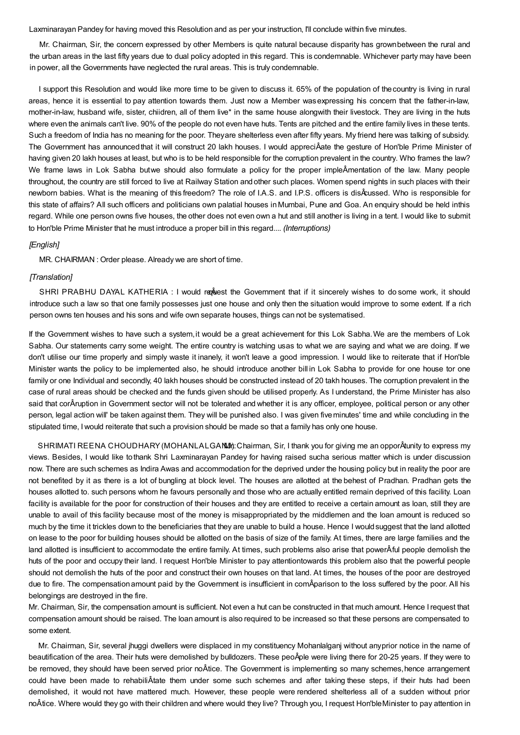Laxminarayan Pandey for having moved this Resolution and as per your instruction, I'll conclude within five minutes.

Mr. Chairman, Sir, the concern expressed by other Members is quite natural because disparity has grown between the rural and the urban areas in the last fifty years due to dual policy adopted in this regard. This is condemnable. Whichever party may have been in power, all the Governments have neglected the rural areas. This is truly condemnable.

I support this Resolution and would like more time to be given to discuss it. 65% of the population of the country is living in rural areas, hence it is essential to pay attention towards them. Just now a Member was expressing his concern that the father-in-law, mother-in-law, husband wife, sister, chiidren, all of them live* in the same house alongwith their livestock. They are living in the huts where even the animals can't live. 90% of the people do not even have huts. Tents are pitched and the entire family lives in these tents. Such a freedom of India has no meaning for the poor. They are shelterless even after fifty years. My friend here was talking of subsidy. The Government has announced that it will construct 20 lakh houses. I would appreciÂate the gesture of Hon'ble Prime Minister of having given 20 lakh houses at least, but who is to be held responsible for the corruption prevalent in the country. Who frames the law? We frame laws in Lok Sabha but we should also formulate a policy for the proper impleÂmentation of the law. Many people throughout, the country are still forced to live at Railway Station and other such places. Women spend nights in such places with their newborn babies. What is the meaning of this freedom? The role of I.A.S. and I.P.S. officers is disÂcussed. Who is responsible for this state of affairs? All such officers and politicians own palatial houses in Mumbai, Pune and Goa. An enquiry should be held in this regard. While one person owns five houses, the other does not even own a hut and still another is living in a tent. I would like to submit to Hon'ble Prime Minister that he must introduce a proper bill in this regard.... *(Interruptions)*

*[English]*

MR. CHAIRMAN : Order please. Already we are short of time.

*[Translation]*

SHRI PRABHU DAYAL KATHERIA : I would reqÂuest the Government that if it sincerely wishes to do some work, it should introduce such a law so that one family possesses just one house and only then the situation would improve to some extent. If a rich person owns ten houses and his sons and wife own separate houses, things can not be systematised.

If the Government wishes to have such a system, it would be a great achievement for this Lok Sabha. We are the members of Lok Sabha. Our statements carry some weight. The entire country is watching us as to what we are saying and what we are doing. If we don't utilise our time properly and simply waste it inanely, it won't leave a good impression. I would like to reiterate that if Hon'ble Minister wants the policy to be implemented also, he should introduce another bill in Lok Sabha to provide for one house tor one family or one Individual and secondly, 40 lakh houses should be constructed instead of 20 takh houses. The corruption prevalent in the case of rural areas should be checked and the funds given should be utilised properly. As I understand, the Prime Minister has also said that corÂruption in Government sector will not be tolerated and whether it is any officer, employee, political person or any other person, legal action will' be taken against them. They will be punished also. I was given five minutes' time and while concluding in the stipulated time, I would reiterate that such a provision should be made so that a family has only one house.

SHRIMATI REENA CHOUDHARY (MOHANLALGANJ): Mr. Chairman, Sir, I thank you for giving me an opporÂtunity to express my views. Besides, I would like to thank Shri Laxminarayan Pandey for having raised sucha serious matter which is under discussion now. There are such schemes as Indira Awas and accommodation for the deprived under the housing policy but in reality the poor are not benefited by it as there is a lot of bungling at block level. The houses are allotted at the behest of Pradhan. Pradhan gets the houses allotted to. such persons whom he favours personally and those who are actually entitled remain deprived of this facility. Loan facility is available for the poor for construction of their houses and they are entitled to receive a certain amount as loan, still they are unable to avail of this facility because most of the money is misappropriated by the middlemen and the loan amount is reduced so much by the time it trickles down to the beneficiaries that they are unable to build a house. Hence I would suggest that the land allotted on lease to the poor for building houses should be allotted on the basis of size of the family. At times, there are large families and the land allotted is insufficient to accommodate the entire family. At times, such problems also arise that powerÂful people demolish the huts of the poor and occupy their land. I request Hon'ble Minister to pay attention towards this problem also that the powerful people should not demolish the huts of the poor and construct their own houses on that land. At times, the houses of the poor are destroyed due to fire. The compensation amount paid by the Government is insufficient in comÂparison to the loss suffered by the poor. All his belongings are destroyed in the fire.

Mr. Chairman, Sir, the compensation amount is sufficient. Not even a hut can be constructed in that much amount. Hence I request that compensation amount should be raised. The loan amount is also required to be increased so that these persons are compensated to some extent.

Mr. Chairman, Sir, several jhuggi dwellers were displaced in my constituency Mohanlalganj without any prior notice in the name of beautification of the area. Their huts were demolished by bulldozers. These peoÂple were living there for 20-25 years. If they were to be removed, they should have been served prior noÂtice. The Government is implementing so many schemes, hence arrangement could have been made to rehabiliÂtate them under some such schemes and after taking these steps, if their huts had been demolished, it would not have mattered much. However, these people were rendered shelterless all of a sudden without prior noÂtice. Where would they go with their children and where would they live? Through you, I request Hon'ble Minister to pay attention in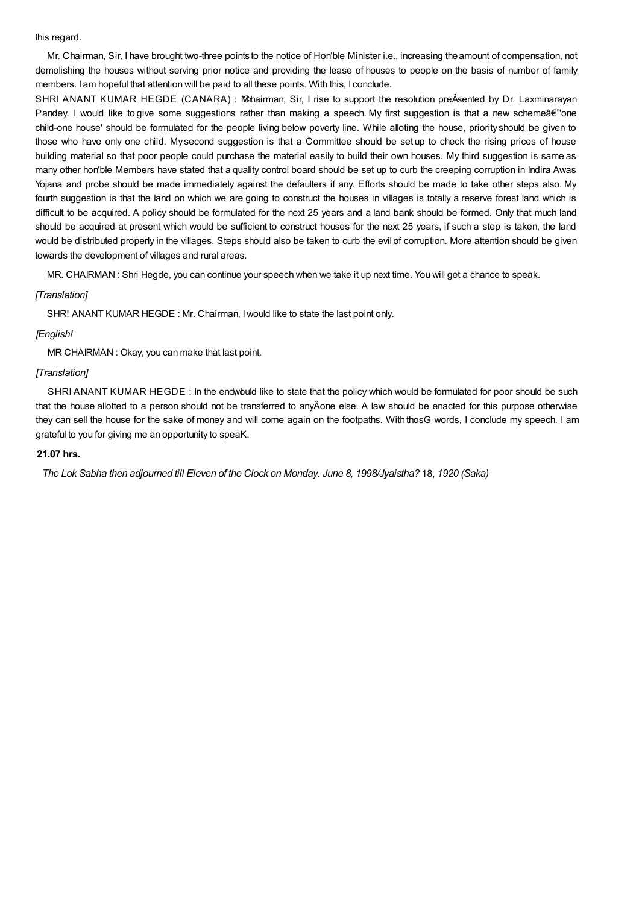this regard.

Mr. Chairman, Sir, I have brought two-three points to the notice of Hon'ble Minister i.e., increasing the amount of compensation, not demolishing the houses without serving prior notice and providing the lease of houses to people on the basis of number of family members. I am hopeful that attention will be paid to all these points. With this, I conclude.

SHRI ANANT KUMAR HEGDE (CANARA) : Mr. Chairman, Sir, I rise to support the resolution preÂsented by Dr. Laxminarayan Pandey. I would like to give some suggestions rather than making a speech. My first suggestion is that a new schemeâ€"one child-one house' should be formulated for the people living below poverty line. While alloting the house, priority should be given to those who have only one chiid. My second suggestion is that a Committee should be set up to check the rising prices of house building material so that poor people could purchase the material easily to build their own houses. My third suggestion is same as many other hon'ble Members have stated that a quality control board should be set up to curb the creeping corruption in Indira Awas Yojana and probe should be made immediately against the defaulters if any. Efforts should be made to take other steps also. My fourth suggestion is that the land on which we are going to construct the houses in villages is totally a reserve forest land which is difficult to be acquired. A policy should be formulated for the next 25 years and a land bank should be formed. Only that much land should be acquired at present which would be sufficient to construct houses for the next 25 years, if such a step is taken, the land would be distributed properly in the villages. Steps should also be taken to curb the evil of corruption. More attention should be given towards the development of villages and rural areas.

MR. CHAIRMAN : Shri Hegde, you can continue your speech when we take it up next time. You will get a chance to speak.

*[Translation]*

SHR! ANANT KUMAR HEGDE : Mr. Chairman, I would like to state the last point only.

*[English!*

MR CHAIRMAN : Okay, you can make that last point.

*[Translation]*

SHRI ANANT KUMAR HEGDE : In the end, would like to state that the policy which would be formulated for poor should be such that the house allotted to a person should not be transferred to anyÂone else. A law should be enacted for this purpose otherwise they can sell the house for the sake of money and will come again on the footpaths. With thosG words, I conclude my speech. I am grateful to you for giving me an opportunity to speaK.

**21.07 hrs.**

*The Lok Sabha then adjourned till Eleven of the Clock on Monday. June 8, 1998/Jyaistha?* 18, *1920 (Saka)*